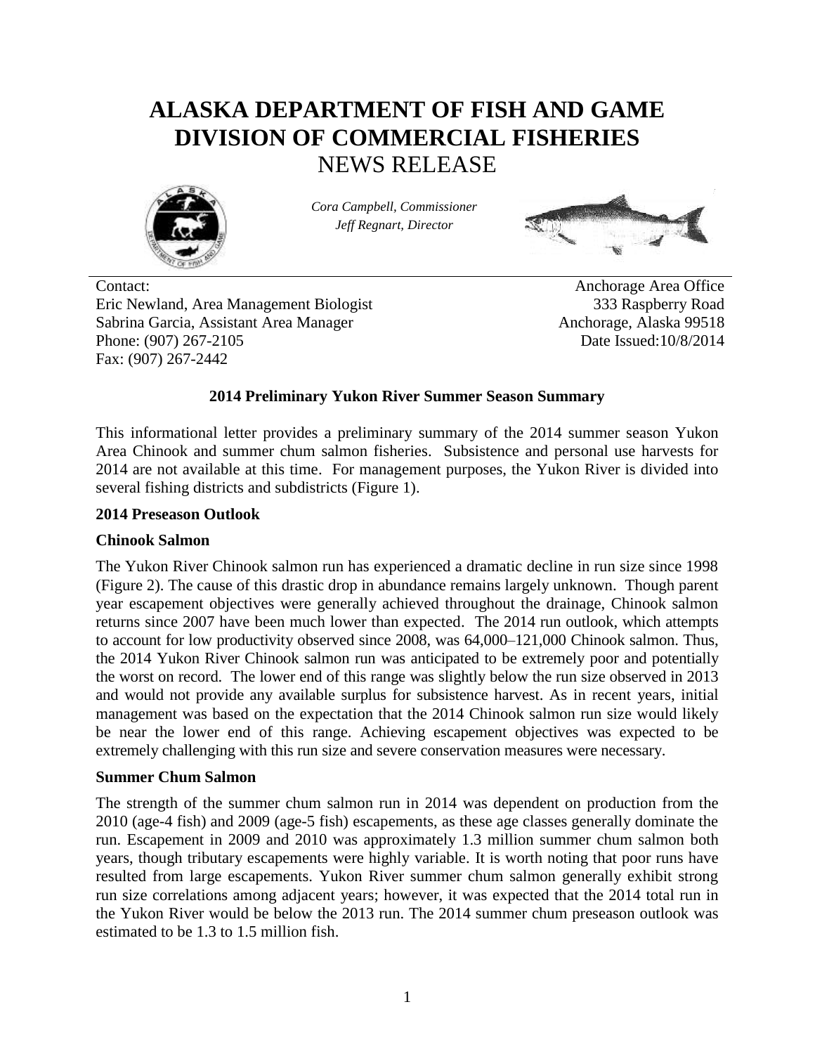# ALASKA DEPARTMENT OF FISH AND GAME
# DIVISION OF COMMERCIAL FISHERIES
## NEWS RELEASE

*Cora Campbell, Commissioner*
*Jeff Regnart, Director*

Contact:
Eric Newland, Area Management Biologist
Sabrina Garcia, Assistant Area Manager
Phone: (907) 267-2105
Fax: (907) 267-2442

Anchorage Area Office
333 Raspberry Road
Anchorage, Alaska 99518
Date Issued:10/8/2014

### 2014 Preliminary Yukon River Summer Season Summary

This informational letter provides a preliminary summary of the 2014 summer season Yukon Area Chinook and summer chum salmon fisheries. Subsistence and personal use harvests for 2014 are not available at this time. For management purposes, the Yukon River is divided into several fishing districts and subdistricts (Figure 1).

**2014 Preseason Outlook**

**Chinook Salmon**

The Yukon River Chinook salmon run has experienced a dramatic decline in run size since 1998 (Figure 2). The cause of this drastic drop in abundance remains largely unknown. Though parent year escapement objectives were generally achieved throughout the drainage, Chinook salmon returns since 2007 have been much lower than expected. The 2014 run outlook, which attempts to account for low productivity observed since 2008, was 64,000–121,000 Chinook salmon. Thus, the 2014 Yukon River Chinook salmon run was anticipated to be extremely poor and potentially the worst on record. The lower end of this range was slightly below the run size observed in 2013 and would not provide any available surplus for subsistence harvest. As in recent years, initial management was based on the expectation that the 2014 Chinook salmon run size would likely be near the lower end of this range. Achieving escapement objectives was expected to be extremely challenging with this run size and severe conservation measures were necessary.

**Summer Chum Salmon**

The strength of the summer chum salmon run in 2014 was dependent on production from the 2010 (age-4 fish) and 2009 (age-5 fish) escapements, as these age classes generally dominate the run. Escapement in 2009 and 2010 was approximately 1.3 million summer chum salmon both years, though tributary escapements were highly variable. It is worth noting that poor runs have resulted from large escapements. Yukon River summer chum salmon generally exhibit strong run size correlations among adjacent years; however, it was expected that the 2014 total run in the Yukon River would be below the 2013 run. The 2014 summer chum preseason outlook was estimated to be 1.3 to 1.5 million fish.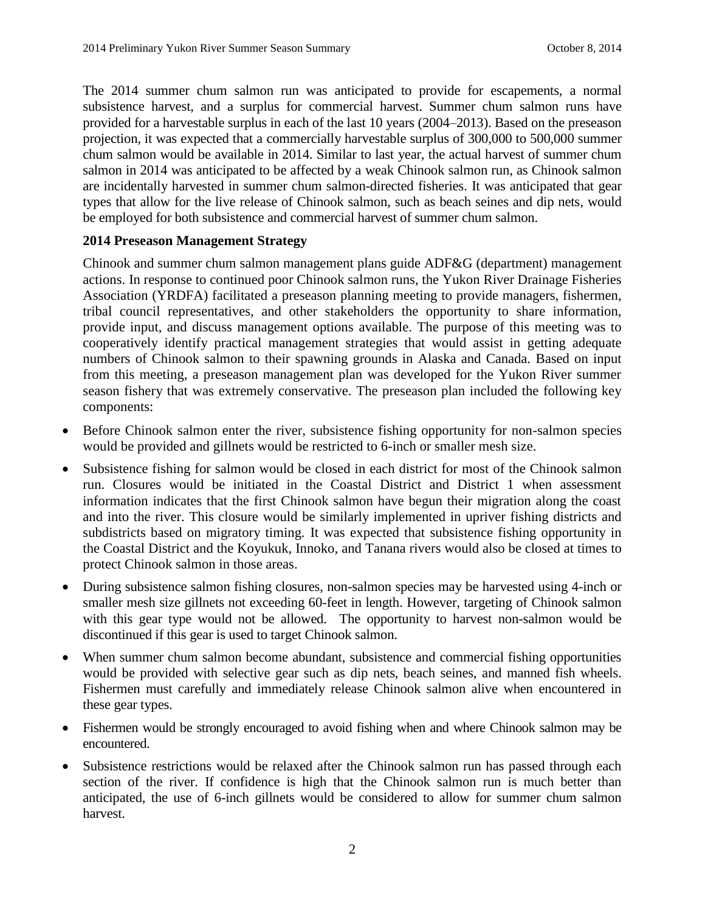The 2014 summer chum salmon run was anticipated to provide for escapements, a normal subsistence harvest, and a surplus for commercial harvest. Summer chum salmon runs have provided for a harvestable surplus in each of the last 10 years (2004–2013). Based on the preseason projection, it was expected that a commercially harvestable surplus of 300,000 to 500,000 summer chum salmon would be available in 2014. Similar to last year, the actual harvest of summer chum salmon in 2014 was anticipated to be affected by a weak Chinook salmon run, as Chinook salmon are incidentally harvested in summer chum salmon-directed fisheries. It was anticipated that gear types that allow for the live release of Chinook salmon, such as beach seines and dip nets, would be employed for both subsistence and commercial harvest of summer chum salmon.

**2014 Preseason Management Strategy**

Chinook and summer chum salmon management plans guide ADF&G (department) management actions. In response to continued poor Chinook salmon runs, the Yukon River Drainage Fisheries Association (YRDFA) facilitated a preseason planning meeting to provide managers, fishermen, tribal council representatives, and other stakeholders the opportunity to share information, provide input, and discuss management options available. The purpose of this meeting was to cooperatively identify practical management strategies that would assist in getting adequate numbers of Chinook salmon to their spawning grounds in Alaska and Canada. Based on input from this meeting, a preseason management plan was developed for the Yukon River summer season fishery that was extremely conservative. The preseason plan included the following key components:

- Before Chinook salmon enter the river, subsistence fishing opportunity for non-salmon species would be provided and gillnets would be restricted to 6-inch or smaller mesh size.
- Subsistence fishing for salmon would be closed in each district for most of the Chinook salmon run. Closures would be initiated in the Coastal District and District 1 when assessment information indicates that the first Chinook salmon have begun their migration along the coast and into the river. This closure would be similarly implemented in upriver fishing districts and subdistricts based on migratory timing. It was expected that subsistence fishing opportunity in the Coastal District and the Koyukuk, Innoko, and Tanana rivers would also be closed at times to protect Chinook salmon in those areas.
- During subsistence salmon fishing closures, non-salmon species may be harvested using 4-inch or smaller mesh size gillnets not exceeding 60-feet in length. However, targeting of Chinook salmon with this gear type would not be allowed. The opportunity to harvest non-salmon would be discontinued if this gear is used to target Chinook salmon.
- When summer chum salmon become abundant, subsistence and commercial fishing opportunities would be provided with selective gear such as dip nets, beach seines, and manned fish wheels. Fishermen must carefully and immediately release Chinook salmon alive when encountered in these gear types.
- Fishermen would be strongly encouraged to avoid fishing when and where Chinook salmon may be encountered.
- Subsistence restrictions would be relaxed after the Chinook salmon run has passed through each section of the river. If confidence is high that the Chinook salmon run is much better than anticipated, the use of 6-inch gillnets would be considered to allow for summer chum salmon harvest.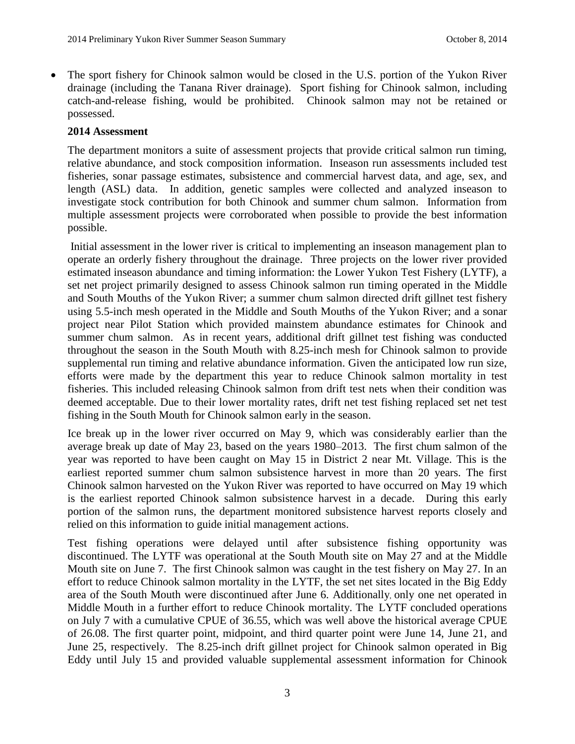- The sport fishery for Chinook salmon would be closed in the U.S. portion of the Yukon River drainage (including the Tanana River drainage). Sport fishing for Chinook salmon, including catch-and-release fishing, would be prohibited. Chinook salmon may not be retained or possessed.

**2014 Assessment**

The department monitors a suite of assessment projects that provide critical salmon run timing, relative abundance, and stock composition information. Inseason run assessments included test fisheries, sonar passage estimates, subsistence and commercial harvest data, and age, sex, and length (ASL) data. In addition, genetic samples were collected and analyzed inseason to investigate stock contribution for both Chinook and summer chum salmon. Information from multiple assessment projects were corroborated when possible to provide the best information possible.

Initial assessment in the lower river is critical to implementing an inseason management plan to operate an orderly fishery throughout the drainage. Three projects on the lower river provided estimated inseason abundance and timing information: the Lower Yukon Test Fishery (LYTF), a set net project primarily designed to assess Chinook salmon run timing operated in the Middle and South Mouths of the Yukon River; a summer chum salmon directed drift gillnet test fishery using 5.5-inch mesh operated in the Middle and South Mouths of the Yukon River; and a sonar project near Pilot Station which provided mainstem abundance estimates for Chinook and summer chum salmon. As in recent years, additional drift gillnet test fishing was conducted throughout the season in the South Mouth with 8.25-inch mesh for Chinook salmon to provide supplemental run timing and relative abundance information. Given the anticipated low run size, efforts were made by the department this year to reduce Chinook salmon mortality in test fisheries. This included releasing Chinook salmon from drift test nets when their condition was deemed acceptable. Due to their lower mortality rates, drift net test fishing replaced set net test fishing in the South Mouth for Chinook salmon early in the season.

Ice break up in the lower river occurred on May 9, which was considerably earlier than the average break up date of May 23, based on the years 1980–2013. The first chum salmon of the year was reported to have been caught on May 15 in District 2 near Mt. Village. This is the earliest reported summer chum salmon subsistence harvest in more than 20 years. The first Chinook salmon harvested on the Yukon River was reported to have occurred on May 19 which is the earliest reported Chinook salmon subsistence harvest in a decade. During this early portion of the salmon runs, the department monitored subsistence harvest reports closely and relied on this information to guide initial management actions.

Test fishing operations were delayed until after subsistence fishing opportunity was discontinued. The LYTF was operational at the South Mouth site on May 27 and at the Middle Mouth site on June 7. The first Chinook salmon was caught in the test fishery on May 27. In an effort to reduce Chinook salmon mortality in the LYTF, the set net sites located in the Big Eddy area of the South Mouth were discontinued after June 6. Additionally, only one net operated in Middle Mouth in a further effort to reduce Chinook mortality. The LYTF concluded operations on July 7 with a cumulative CPUE of 36.55, which was well above the historical average CPUE of 26.08. The first quarter point, midpoint, and third quarter point were June 14, June 21, and June 25, respectively. The 8.25-inch drift gillnet project for Chinook salmon operated in Big Eddy until July 15 and provided valuable supplemental assessment information for Chinook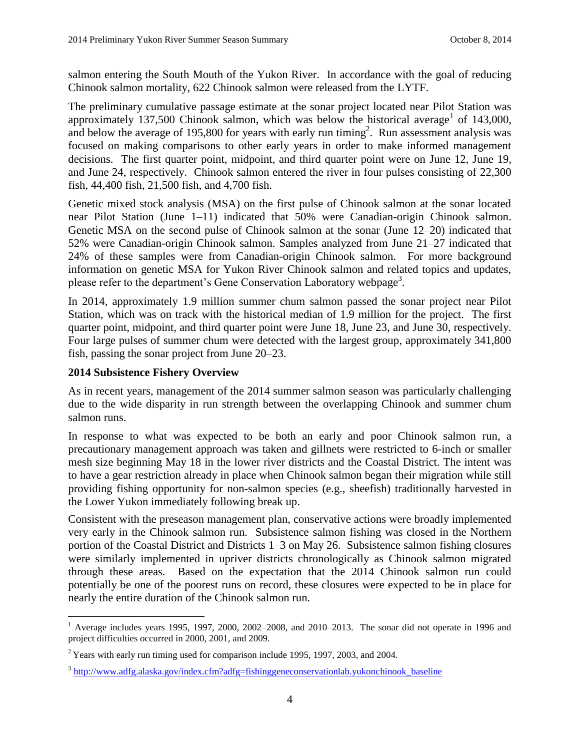salmon entering the South Mouth of the Yukon River. In accordance with the goal of reducing Chinook salmon mortality, 622 Chinook salmon were released from the LYTF.

The preliminary cumulative passage estimate at the sonar project located near Pilot Station was approximately 137,500 Chinook salmon, which was below the historical average[1] of 143,000, and below the average of 195,800 for years with early run timing[2]. Run assessment analysis was focused on making comparisons to other early years in order to make informed management decisions. The first quarter point, midpoint, and third quarter point were on June 12, June 19, and June 24, respectively. Chinook salmon entered the river in four pulses consisting of 22,300 fish, 44,400 fish, 21,500 fish, and 4,700 fish.

Genetic mixed stock analysis (MSA) on the first pulse of Chinook salmon at the sonar located near Pilot Station (June 1–11) indicated that 50% were Canadian-origin Chinook salmon. Genetic MSA on the second pulse of Chinook salmon at the sonar (June 12–20) indicated that 52% were Canadian-origin Chinook salmon. Samples analyzed from June 21–27 indicated that 24% of these samples were from Canadian-origin Chinook salmon. For more background information on genetic MSA for Yukon River Chinook salmon and related topics and updates, please refer to the department's Gene Conservation Laboratory webpage[3].

In 2014, approximately 1.9 million summer chum salmon passed the sonar project near Pilot Station, which was on track with the historical median of 1.9 million for the project. The first quarter point, midpoint, and third quarter point were June 18, June 23, and June 30, respectively. Four large pulses of summer chum were detected with the largest group, approximately 341,800 fish, passing the sonar project from June 20–23.

## 2014 Subsistence Fishery Overview

As in recent years, management of the 2014 summer salmon season was particularly challenging due to the wide disparity in run strength between the overlapping Chinook and summer chum salmon runs.

In response to what was expected to be both an early and poor Chinook salmon run, a precautionary management approach was taken and gillnets were restricted to 6-inch or smaller mesh size beginning May 18 in the lower river districts and the Coastal District. The intent was to have a gear restriction already in place when Chinook salmon began their migration while still providing fishing opportunity for non-salmon species (e.g., sheefish) traditionally harvested in the Lower Yukon immediately following break up.

Consistent with the preseason management plan, conservative actions were broadly implemented very early in the Chinook salmon run. Subsistence salmon fishing was closed in the Northern portion of the Coastal District and Districts 1–3 on May 26. Subsistence salmon fishing closures were similarly implemented in upriver districts chronologically as Chinook salmon migrated through these areas. Based on the expectation that the 2014 Chinook salmon run could potentially be one of the poorest runs on record, these closures were expected to be in place for nearly the entire duration of the Chinook salmon run.

---

[1] Average includes years 1995, 1997, 2000, 2002–2008, and 2010–2013. The sonar did not operate in 1996 and project difficulties occurred in 2000, 2001, and 2009.

[2] Years with early run timing used for comparison include 1995, 1997, 2003, and 2004.

[3] http://www.adfg.alaska.gov/index.cfm?adfg=fishinggeneconservationlab.yukonchinook_baseline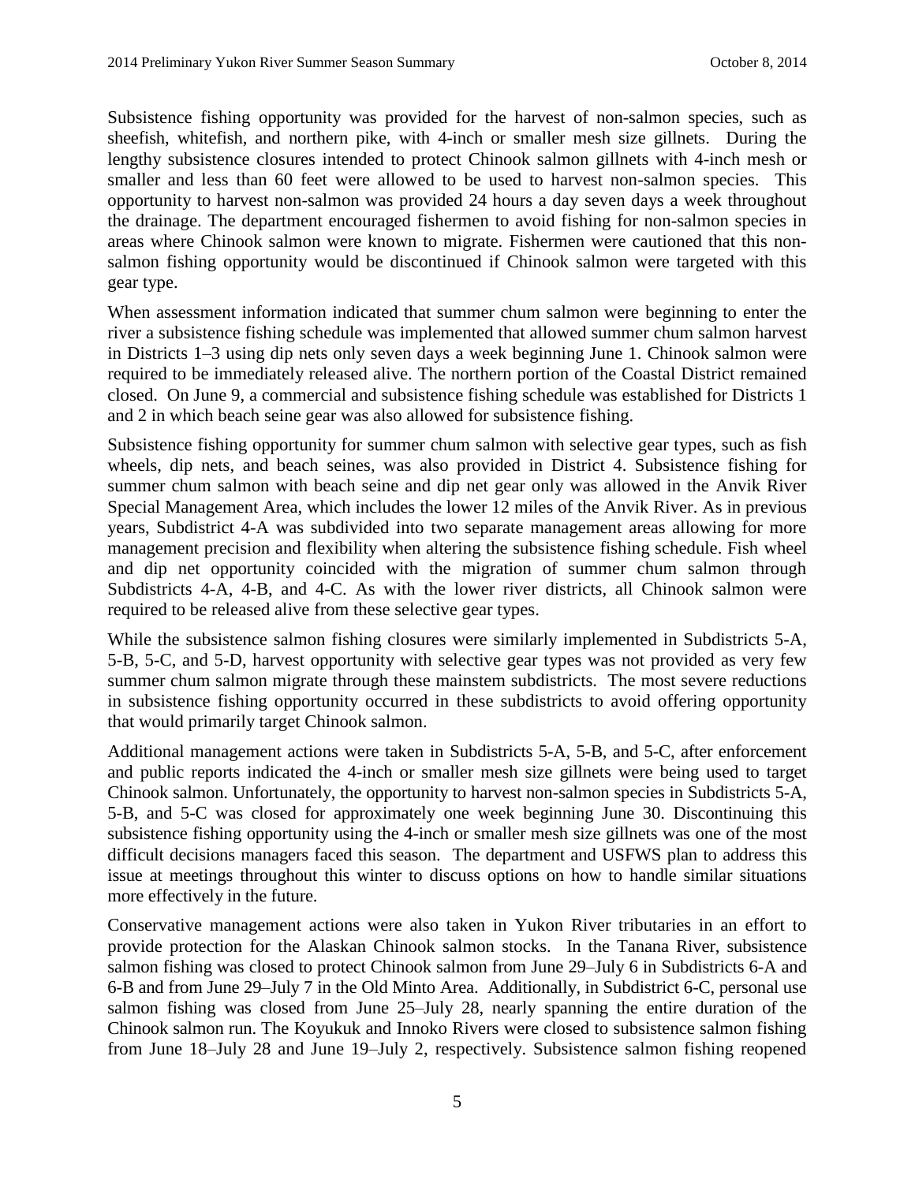Subsistence fishing opportunity was provided for the harvest of non-salmon species, such as sheefish, whitefish, and northern pike, with 4-inch or smaller mesh size gillnets. During the lengthy subsistence closures intended to protect Chinook salmon gillnets with 4-inch mesh or smaller and less than 60 feet were allowed to be used to harvest non-salmon species. This opportunity to harvest non-salmon was provided 24 hours a day seven days a week throughout the drainage. The department encouraged fishermen to avoid fishing for non-salmon species in areas where Chinook salmon were known to migrate. Fishermen were cautioned that this non-salmon fishing opportunity would be discontinued if Chinook salmon were targeted with this gear type.

When assessment information indicated that summer chum salmon were beginning to enter the river a subsistence fishing schedule was implemented that allowed summer chum salmon harvest in Districts 1–3 using dip nets only seven days a week beginning June 1. Chinook salmon were required to be immediately released alive. The northern portion of the Coastal District remained closed. On June 9, a commercial and subsistence fishing schedule was established for Districts 1 and 2 in which beach seine gear was also allowed for subsistence fishing.

Subsistence fishing opportunity for summer chum salmon with selective gear types, such as fish wheels, dip nets, and beach seines, was also provided in District 4. Subsistence fishing for summer chum salmon with beach seine and dip net gear only was allowed in the Anvik River Special Management Area, which includes the lower 12 miles of the Anvik River. As in previous years, Subdistrict 4-A was subdivided into two separate management areas allowing for more management precision and flexibility when altering the subsistence fishing schedule. Fish wheel and dip net opportunity coincided with the migration of summer chum salmon through Subdistricts 4-A, 4-B, and 4-C. As with the lower river districts, all Chinook salmon were required to be released alive from these selective gear types.

While the subsistence salmon fishing closures were similarly implemented in Subdistricts 5-A, 5-B, 5-C, and 5-D, harvest opportunity with selective gear types was not provided as very few summer chum salmon migrate through these mainstem subdistricts. The most severe reductions in subsistence fishing opportunity occurred in these subdistricts to avoid offering opportunity that would primarily target Chinook salmon.

Additional management actions were taken in Subdistricts 5-A, 5-B, and 5-C, after enforcement and public reports indicated the 4-inch or smaller mesh size gillnets were being used to target Chinook salmon. Unfortunately, the opportunity to harvest non-salmon species in Subdistricts 5-A, 5-B, and 5-C was closed for approximately one week beginning June 30. Discontinuing this subsistence fishing opportunity using the 4-inch or smaller mesh size gillnets was one of the most difficult decisions managers faced this season. The department and USFWS plan to address this issue at meetings throughout this winter to discuss options on how to handle similar situations more effectively in the future.

Conservative management actions were also taken in Yukon River tributaries in an effort to provide protection for the Alaskan Chinook salmon stocks. In the Tanana River, subsistence salmon fishing was closed to protect Chinook salmon from June 29–July 6 in Subdistricts 6-A and 6-B and from June 29–July 7 in the Old Minto Area. Additionally, in Subdistrict 6-C, personal use salmon fishing was closed from June 25–July 28, nearly spanning the entire duration of the Chinook salmon run. The Koyukuk and Innoko Rivers were closed to subsistence salmon fishing from June 18–July 28 and June 19–July 2, respectively. Subsistence salmon fishing reopened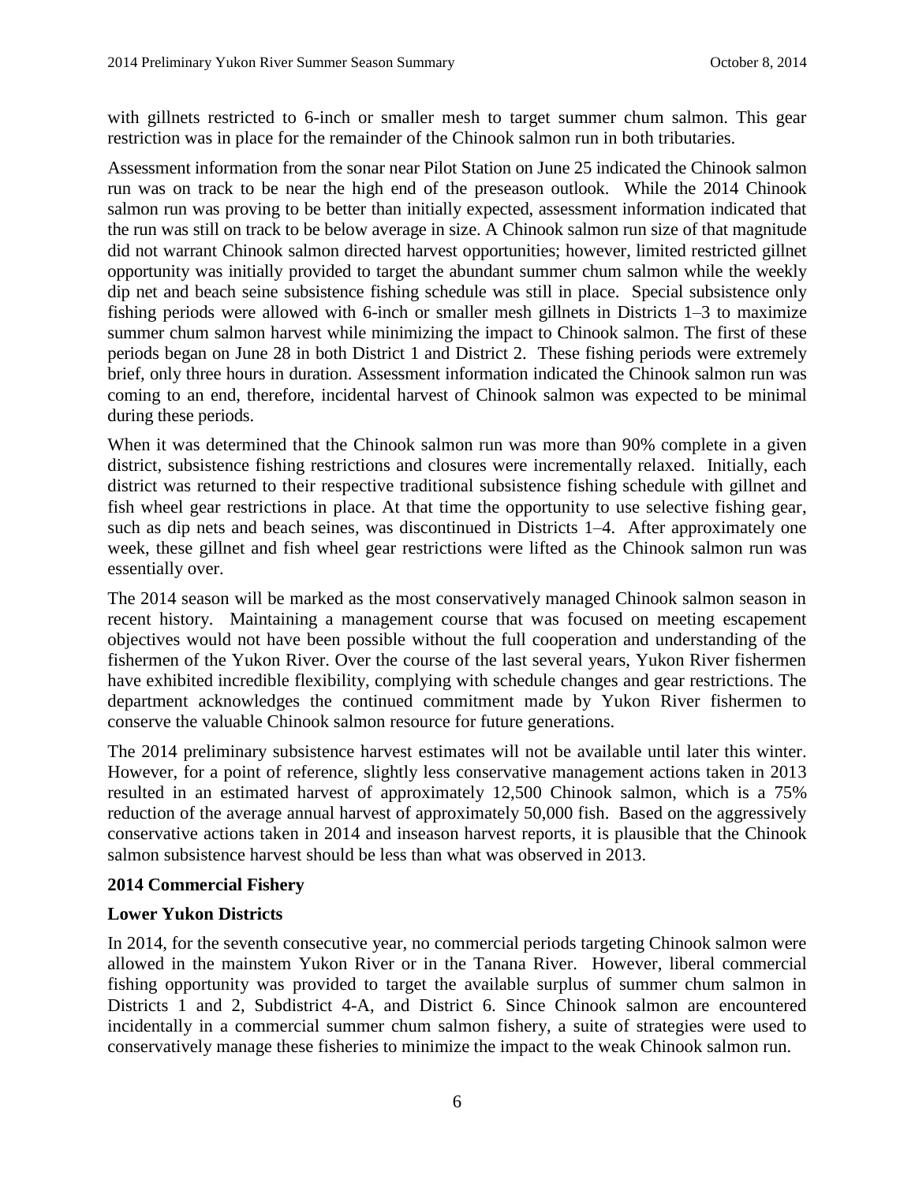with gillnets restricted to 6-inch or smaller mesh to target summer chum salmon. This gear restriction was in place for the remainder of the Chinook salmon run in both tributaries.

Assessment information from the sonar near Pilot Station on June 25 indicated the Chinook salmon run was on track to be near the high end of the preseason outlook. While the 2014 Chinook salmon run was proving to be better than initially expected, assessment information indicated that the run was still on track to be below average in size. A Chinook salmon run size of that magnitude did not warrant Chinook salmon directed harvest opportunities; however, limited restricted gillnet opportunity was initially provided to target the abundant summer chum salmon while the weekly dip net and beach seine subsistence fishing schedule was still in place. Special subsistence only fishing periods were allowed with 6-inch or smaller mesh gillnets in Districts 1–3 to maximize summer chum salmon harvest while minimizing the impact to Chinook salmon. The first of these periods began on June 28 in both District 1 and District 2. These fishing periods were extremely brief, only three hours in duration. Assessment information indicated the Chinook salmon run was coming to an end, therefore, incidental harvest of Chinook salmon was expected to be minimal during these periods.

When it was determined that the Chinook salmon run was more than 90% complete in a given district, subsistence fishing restrictions and closures were incrementally relaxed. Initially, each district was returned to their respective traditional subsistence fishing schedule with gillnet and fish wheel gear restrictions in place. At that time the opportunity to use selective fishing gear, such as dip nets and beach seines, was discontinued in Districts 1–4. After approximately one week, these gillnet and fish wheel gear restrictions were lifted as the Chinook salmon run was essentially over.

The 2014 season will be marked as the most conservatively managed Chinook salmon season in recent history. Maintaining a management course that was focused on meeting escapement objectives would not have been possible without the full cooperation and understanding of the fishermen of the Yukon River. Over the course of the last several years, Yukon River fishermen have exhibited incredible flexibility, complying with schedule changes and gear restrictions. The department acknowledges the continued commitment made by Yukon River fishermen to conserve the valuable Chinook salmon resource for future generations.

The 2014 preliminary subsistence harvest estimates will not be available until later this winter. However, for a point of reference, slightly less conservative management actions taken in 2013 resulted in an estimated harvest of approximately 12,500 Chinook salmon, which is a 75% reduction of the average annual harvest of approximately 50,000 fish. Based on the aggressively conservative actions taken in 2014 and inseason harvest reports, it is plausible that the Chinook salmon subsistence harvest should be less than what was observed in 2013.

**2014 Commercial Fishery**

**Lower Yukon Districts**

In 2014, for the seventh consecutive year, no commercial periods targeting Chinook salmon were allowed in the mainstem Yukon River or in the Tanana River. However, liberal commercial fishing opportunity was provided to target the available surplus of summer chum salmon in Districts 1 and 2, Subdistrict 4-A, and District 6. Since Chinook salmon are encountered incidentally in a commercial summer chum salmon fishery, a suite of strategies were used to conservatively manage these fisheries to minimize the impact to the weak Chinook salmon run.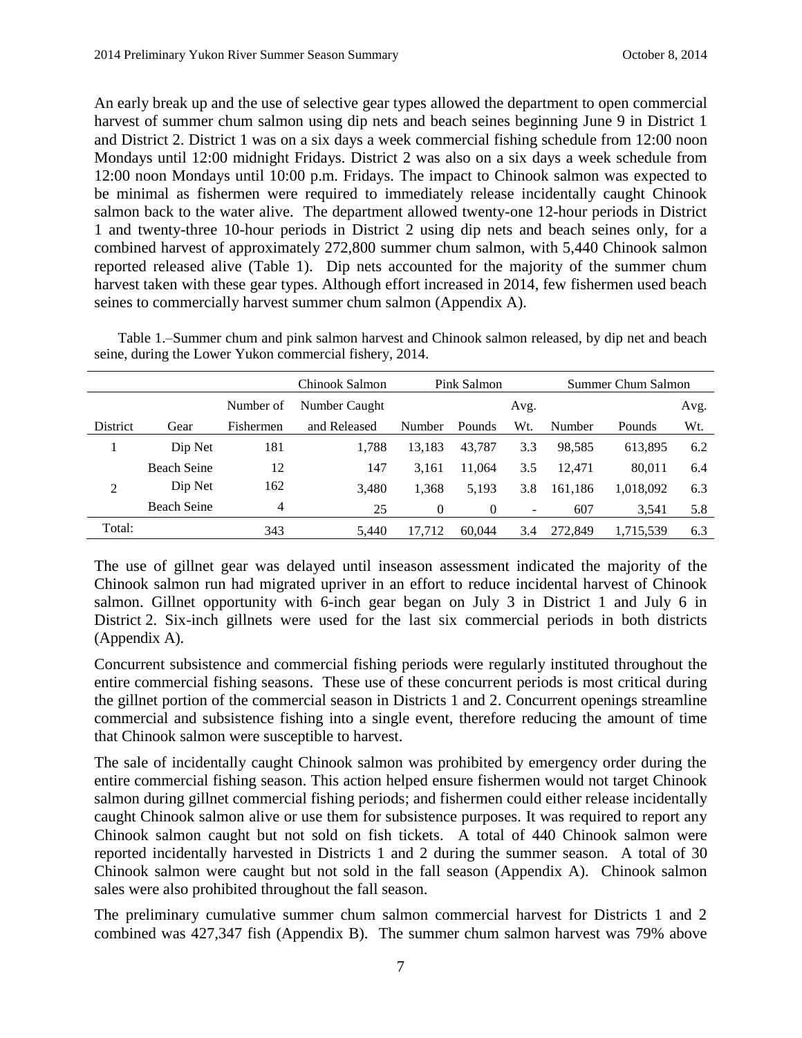An early break up and the use of selective gear types allowed the department to open commercial harvest of summer chum salmon using dip nets and beach seines beginning June 9 in District 1 and District 2. District 1 was on a six days a week commercial fishing schedule from 12:00 noon Mondays until 12:00 midnight Fridays. District 2 was also on a six days a week schedule from 12:00 noon Mondays until 10:00 p.m. Fridays. The impact to Chinook salmon was expected to be minimal as fishermen were required to immediately release incidentally caught Chinook salmon back to the water alive. The department allowed twenty-one 12-hour periods in District 1 and twenty-three 10-hour periods in District 2 using dip nets and beach seines only, for a combined harvest of approximately 272,800 summer chum salmon, with 5,440 Chinook salmon reported released alive (Table 1). Dip nets accounted for the majority of the summer chum harvest taken with these gear types. Although effort increased in 2014, few fishermen used beach seines to commercially harvest summer chum salmon (Appendix A).

Table 1.–Summer chum and pink salmon harvest and Chinook salmon released, by dip net and beach seine, during the Lower Yukon commercial fishery, 2014.

| | | | Chinook Salmon | Pink Salmon | | | Summer Chum Salmon | | |
|---|---|---|---|---|---|---|---|---|---|
| | | Number of | Number Caught | | | Avg. | | | Avg. |
| District | Gear | Fishermen | and Released | Number | Pounds | Wt. | Number | Pounds | Wt. |
| 1 | Dip Net | 181 | 1,788 | 13,183 | 43,787 | 3.3 | 98,585 | 613,895 | 6.2 |
| | Beach Seine | 12 | 147 | 3,161 | 11,064 | 3.5 | 12,471 | 80,011 | 6.4 |
| 2 | Dip Net | 162 | 3,480 | 1,368 | 5,193 | 3.8 | 161,186 | 1,018,092 | 6.3 |
| | Beach Seine | 4 | 25 | 0 | 0 | - | 607 | 3,541 | 5.8 |
| Total: | | 343 | 5,440 | 17,712 | 60,044 | 3.4 | 272,849 | 1,715,539 | 6.3 |

The use of gillnet gear was delayed until inseason assessment indicated the majority of the Chinook salmon run had migrated upriver in an effort to reduce incidental harvest of Chinook salmon. Gillnet opportunity with 6-inch gear began on July 3 in District 1 and July 6 in District 2. Six-inch gillnets were used for the last six commercial periods in both districts (Appendix A).

Concurrent subsistence and commercial fishing periods were regularly instituted throughout the entire commercial fishing seasons. These use of these concurrent periods is most critical during the gillnet portion of the commercial season in Districts 1 and 2. Concurrent openings streamline commercial and subsistence fishing into a single event, therefore reducing the amount of time that Chinook salmon were susceptible to harvest.

The sale of incidentally caught Chinook salmon was prohibited by emergency order during the entire commercial fishing season. This action helped ensure fishermen would not target Chinook salmon during gillnet commercial fishing periods; and fishermen could either release incidentally caught Chinook salmon alive or use them for subsistence purposes. It was required to report any Chinook salmon caught but not sold on fish tickets. A total of 440 Chinook salmon were reported incidentally harvested in Districts 1 and 2 during the summer season. A total of 30 Chinook salmon were caught but not sold in the fall season (Appendix A). Chinook salmon sales were also prohibited throughout the fall season.

The preliminary cumulative summer chum salmon commercial harvest for Districts 1 and 2 combined was 427,347 fish (Appendix B). The summer chum salmon harvest was 79% above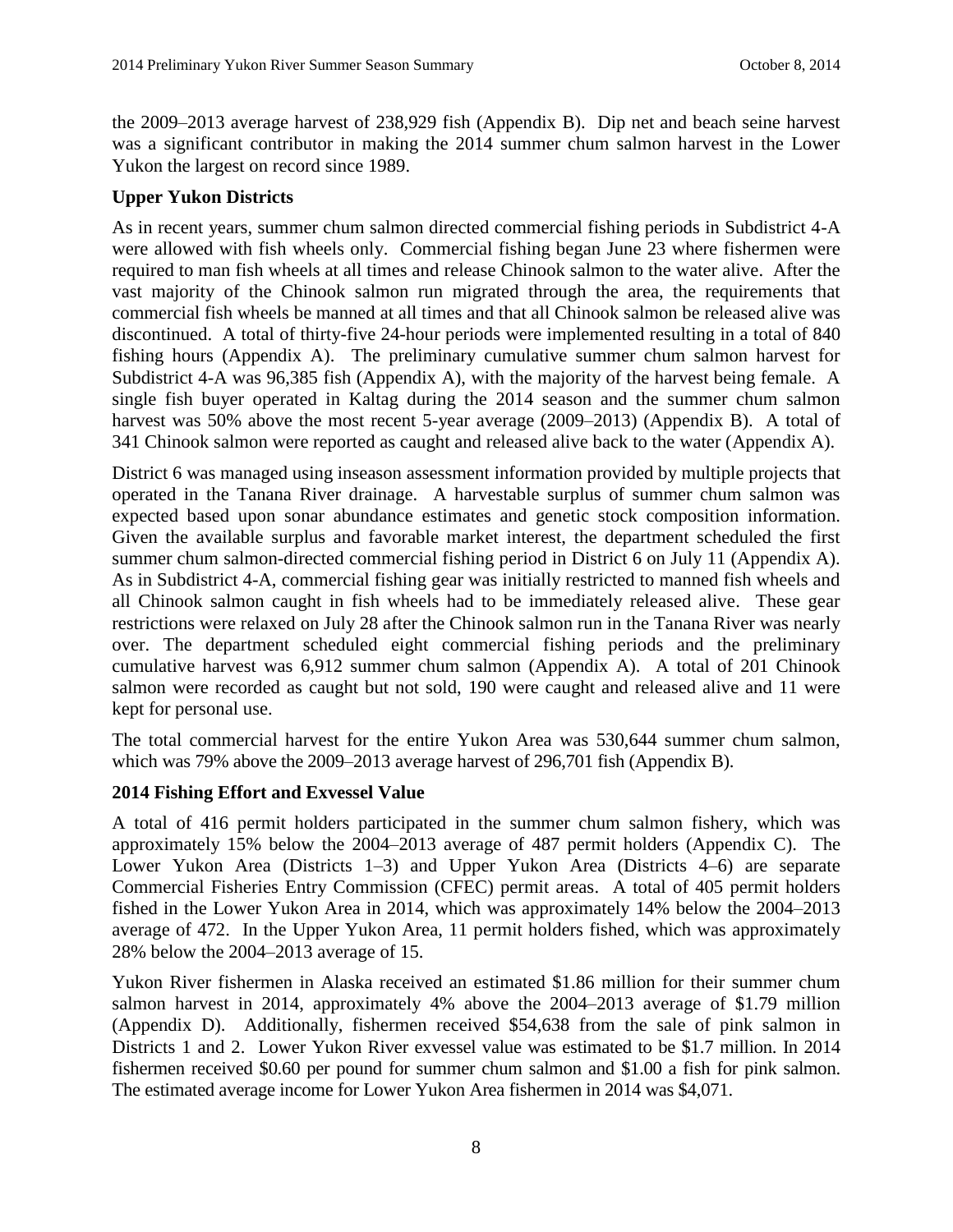the 2009–2013 average harvest of 238,929 fish (Appendix B). Dip net and beach seine harvest was a significant contributor in making the 2014 summer chum salmon harvest in the Lower Yukon the largest on record since 1989.

### Upper Yukon Districts

As in recent years, summer chum salmon directed commercial fishing periods in Subdistrict 4-A were allowed with fish wheels only. Commercial fishing began June 23 where fishermen were required to man fish wheels at all times and release Chinook salmon to the water alive. After the vast majority of the Chinook salmon run migrated through the area, the requirements that commercial fish wheels be manned at all times and that all Chinook salmon be released alive was discontinued. A total of thirty-five 24-hour periods were implemented resulting in a total of 840 fishing hours (Appendix A). The preliminary cumulative summer chum salmon harvest for Subdistrict 4-A was 96,385 fish (Appendix A), with the majority of the harvest being female. A single fish buyer operated in Kaltag during the 2014 season and the summer chum salmon harvest was 50% above the most recent 5-year average (2009–2013) (Appendix B). A total of 341 Chinook salmon were reported as caught and released alive back to the water (Appendix A).

District 6 was managed using inseason assessment information provided by multiple projects that operated in the Tanana River drainage. A harvestable surplus of summer chum salmon was expected based upon sonar abundance estimates and genetic stock composition information. Given the available surplus and favorable market interest, the department scheduled the first summer chum salmon-directed commercial fishing period in District 6 on July 11 (Appendix A). As in Subdistrict 4-A, commercial fishing gear was initially restricted to manned fish wheels and all Chinook salmon caught in fish wheels had to be immediately released alive. These gear restrictions were relaxed on July 28 after the Chinook salmon run in the Tanana River was nearly over. The department scheduled eight commercial fishing periods and the preliminary cumulative harvest was 6,912 summer chum salmon (Appendix A). A total of 201 Chinook salmon were recorded as caught but not sold, 190 were caught and released alive and 11 were kept for personal use.

The total commercial harvest for the entire Yukon Area was 530,644 summer chum salmon, which was 79% above the 2009–2013 average harvest of 296,701 fish (Appendix B).

### 2014 Fishing Effort and Exvessel Value

A total of 416 permit holders participated in the summer chum salmon fishery, which was approximately 15% below the 2004–2013 average of 487 permit holders (Appendix C). The Lower Yukon Area (Districts 1–3) and Upper Yukon Area (Districts 4–6) are separate Commercial Fisheries Entry Commission (CFEC) permit areas. A total of 405 permit holders fished in the Lower Yukon Area in 2014, which was approximately 14% below the 2004–2013 average of 472. In the Upper Yukon Area, 11 permit holders fished, which was approximately 28% below the 2004–2013 average of 15.

Yukon River fishermen in Alaska received an estimated $1.86 million for their summer chum salmon harvest in 2014, approximately 4% above the 2004–2013 average of $1.79 million (Appendix D). Additionally, fishermen received $54,638 from the sale of pink salmon in Districts 1 and 2. Lower Yukon River exvessel value was estimated to be $1.7 million. In 2014 fishermen received $0.60 per pound for summer chum salmon and $1.00 a fish for pink salmon. The estimated average income for Lower Yukon Area fishermen in 2014 was $4,071.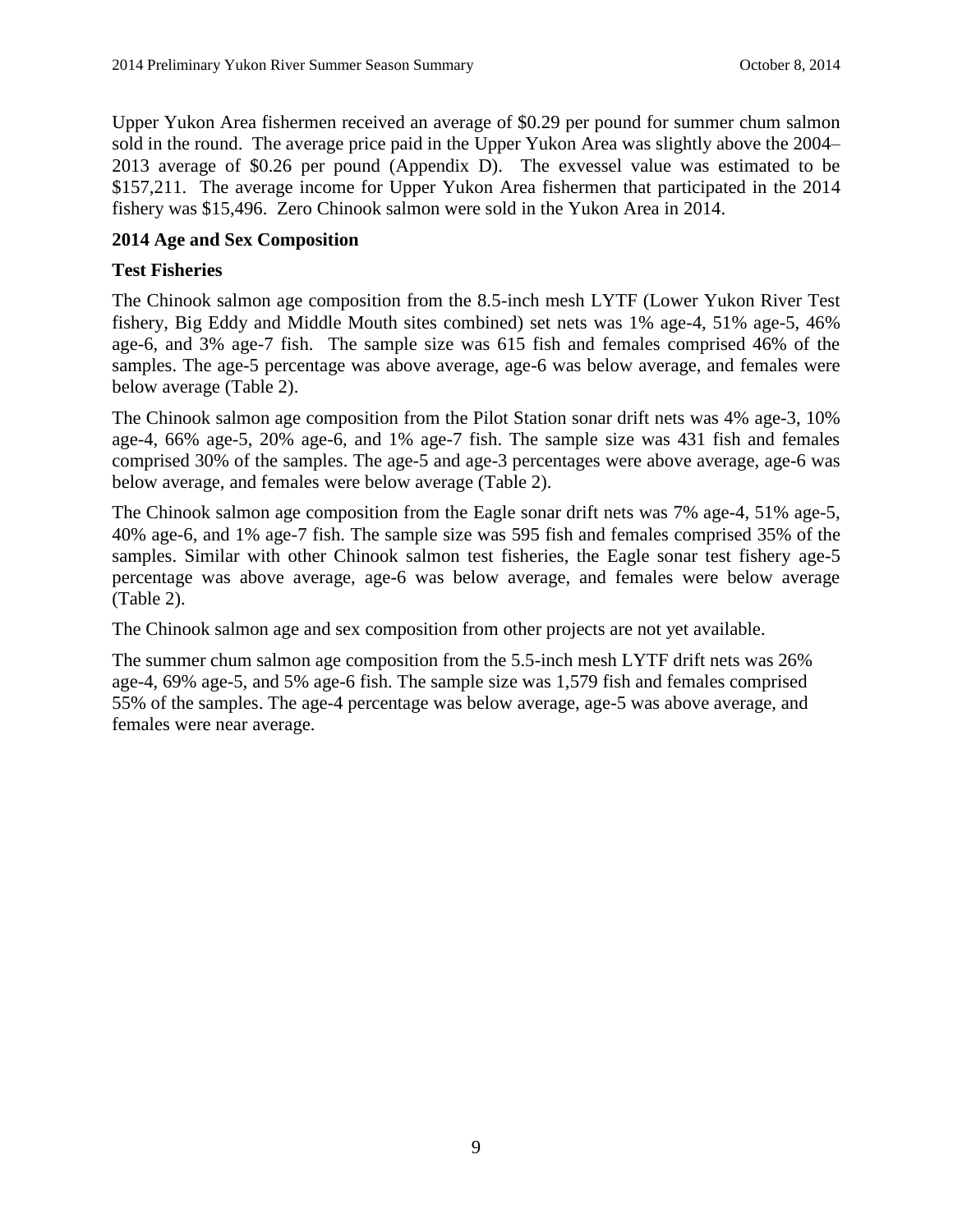Upper Yukon Area fishermen received an average of $0.29 per pound for summer chum salmon sold in the round. The average price paid in the Upper Yukon Area was slightly above the 2004–2013 average of $0.26 per pound (Appendix D). The exvessel value was estimated to be $157,211. The average income for Upper Yukon Area fishermen that participated in the 2014 fishery was $15,496. Zero Chinook salmon were sold in the Yukon Area in 2014.

## 2014 Age and Sex Composition

### Test Fisheries

The Chinook salmon age composition from the 8.5-inch mesh LYTF (Lower Yukon River Test fishery, Big Eddy and Middle Mouth sites combined) set nets was 1% age-4, 51% age-5, 46% age-6, and 3% age-7 fish. The sample size was 615 fish and females comprised 46% of the samples. The age-5 percentage was above average, age-6 was below average, and females were below average (Table 2).

The Chinook salmon age composition from the Pilot Station sonar drift nets was 4% age-3, 10% age-4, 66% age-5, 20% age-6, and 1% age-7 fish. The sample size was 431 fish and females comprised 30% of the samples. The age-5 and age-3 percentages were above average, age-6 was below average, and females were below average (Table 2).

The Chinook salmon age composition from the Eagle sonar drift nets was 7% age-4, 51% age-5, 40% age-6, and 1% age-7 fish. The sample size was 595 fish and females comprised 35% of the samples. Similar with other Chinook salmon test fisheries, the Eagle sonar test fishery age-5 percentage was above average, age-6 was below average, and females were below average (Table 2).

The Chinook salmon age and sex composition from other projects are not yet available.

The summer chum salmon age composition from the 5.5-inch mesh LYTF drift nets was 26% age-4, 69% age-5, and 5% age-6 fish. The sample size was 1,579 fish and females comprised 55% of the samples. The age-4 percentage was below average, age-5 was above average, and females were near average.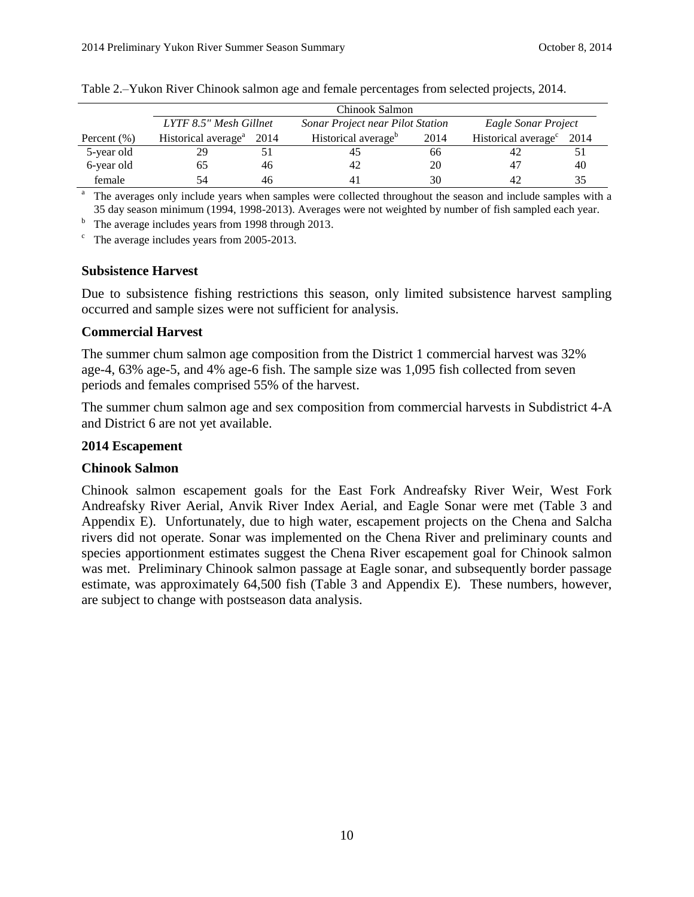Table 2.–Yukon River Chinook salmon age and female percentages from selected projects, 2014.

| | Chinook Salmon | | | | | |
|---|---|---|---|---|---|---|
| | *LYTF 8.5" Mesh Gillnet* | | *Sonar Project near Pilot Station* | | *Eagle Sonar Project* | |
| Percent (%) | Historical average[a] | 2014 | Historical average[b] | 2014 | Historical average[c] | 2014 |
| 5-year old | 29 | 51 | 45 | 66 | 42 | 51 |
| 6-year old | 65 | 46 | 42 | 20 | 47 | 40 |
| female | 54 | 46 | 41 | 30 | 42 | 35 |

[a] The averages only include years when samples were collected throughout the season and include samples with a 35 day season minimum (1994, 1998-2013). Averages were not weighted by number of fish sampled each year.

[b] The average includes years from 1998 through 2013.

[c] The average includes years from 2005-2013.

### Subsistence Harvest

Due to subsistence fishing restrictions this season, only limited subsistence harvest sampling occurred and sample sizes were not sufficient for analysis.

### Commercial Harvest

The summer chum salmon age composition from the District 1 commercial harvest was 32% age-4, 63% age-5, and 4% age-6 fish. The sample size was 1,095 fish collected from seven periods and females comprised 55% of the harvest.

The summer chum salmon age and sex composition from commercial harvests in Subdistrict 4-A and District 6 are not yet available.

### 2014 Escapement

### Chinook Salmon

Chinook salmon escapement goals for the East Fork Andreafsky River Weir, West Fork Andreafsky River Aerial, Anvik River Index Aerial, and Eagle Sonar were met (Table 3 and Appendix E). Unfortunately, due to high water, escapement projects on the Chena and Salcha rivers did not operate. Sonar was implemented on the Chena River and preliminary counts and species apportionment estimates suggest the Chena River escapement goal for Chinook salmon was met. Preliminary Chinook salmon passage at Eagle sonar, and subsequently border passage estimate, was approximately 64,500 fish (Table 3 and Appendix E). These numbers, however, are subject to change with postseason data analysis.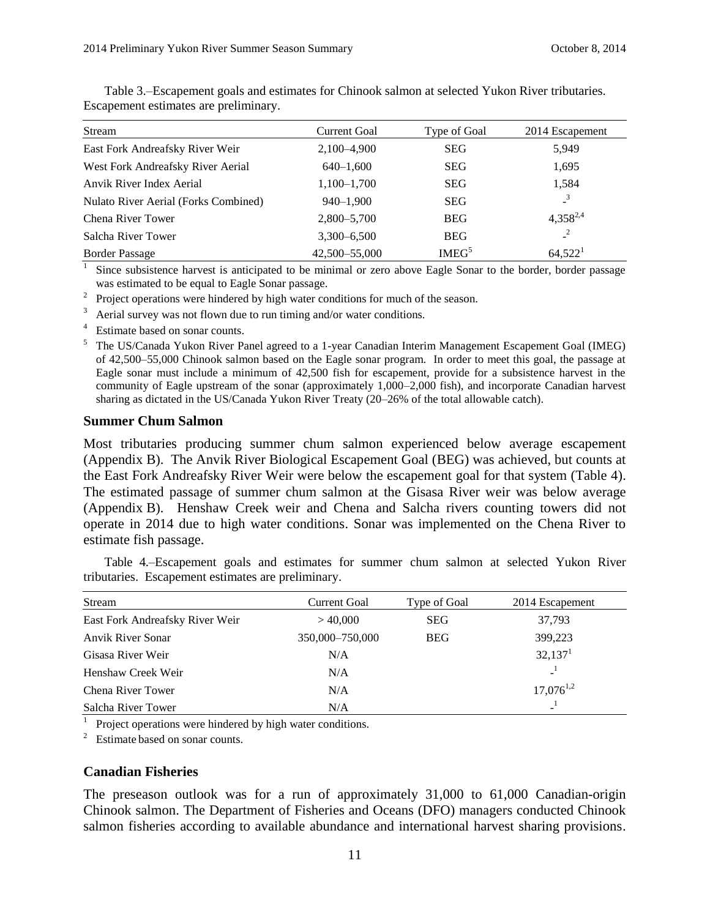Table 3.–Escapement goals and estimates for Chinook salmon at selected Yukon River tributaries. Escapement estimates are preliminary.

| Stream | Current Goal | Type of Goal | 2014 Escapement |
|---|---|---|---|
| East Fork Andreafsky River Weir | 2,100–4,900 | SEG | 5,949 |
| West Fork Andreafsky River Aerial | 640–1,600 | SEG | 1,695 |
| Anvik River Index Aerial | 1,100–1,700 | SEG | 1,584 |
| Nulato River Aerial (Forks Combined) | 940–1,900 | SEG | -[3] |
| Chena River Tower | 2,800–5,700 | BEG | 4,358[2,4] |
| Salcha River Tower | 3,300–6,500 | BEG | -[2] |
| Border Passage | 42,500–55,000 | IMEG[5] | 64,522[1] |

[1] Since subsistence harvest is anticipated to be minimal or zero above Eagle Sonar to the border, border passage was estimated to be equal to Eagle Sonar passage.

[2] Project operations were hindered by high water conditions for much of the season.

[3] Aerial survey was not flown due to run timing and/or water conditions.

[4] Estimate based on sonar counts.

[5] The US/Canada Yukon River Panel agreed to a 1-year Canadian Interim Management Escapement Goal (IMEG) of 42,500–55,000 Chinook salmon based on the Eagle sonar program. In order to meet this goal, the passage at Eagle sonar must include a minimum of 42,500 fish for escapement, provide for a subsistence harvest in the community of Eagle upstream of the sonar (approximately 1,000–2,000 fish), and incorporate Canadian harvest sharing as dictated in the US/Canada Yukon River Treaty (20–26% of the total allowable catch).

### Summer Chum Salmon

Most tributaries producing summer chum salmon experienced below average escapement (Appendix B). The Anvik River Biological Escapement Goal (BEG) was achieved, but counts at the East Fork Andreafsky River Weir were below the escapement goal for that system (Table 4). The estimated passage of summer chum salmon at the Gisasa River weir was below average (Appendix B). Henshaw Creek weir and Chena and Salcha rivers counting towers did not operate in 2014 due to high water conditions. Sonar was implemented on the Chena River to estimate fish passage.

Table 4.–Escapement goals and estimates for summer chum salmon at selected Yukon River tributaries. Escapement estimates are preliminary.

| Stream | Current Goal | Type of Goal | 2014 Escapement |
|---|---|---|---|
| East Fork Andreafsky River Weir | > 40,000 | SEG | 37,793 |
| Anvik River Sonar | 350,000–750,000 | BEG | 399,223 |
| Gisasa River Weir | N/A | | 32,137[1] |
| Henshaw Creek Weir | N/A | | -[1] |
| Chena River Tower | N/A | | 17,076[1,2] |
| Salcha River Tower | N/A | | -[1] |

[1] Project operations were hindered by high water conditions.

[2] Estimate based on sonar counts.

### Canadian Fisheries

The preseason outlook was for a run of approximately 31,000 to 61,000 Canadian-origin Chinook salmon. The Department of Fisheries and Oceans (DFO) managers conducted Chinook salmon fisheries according to available abundance and international harvest sharing provisions.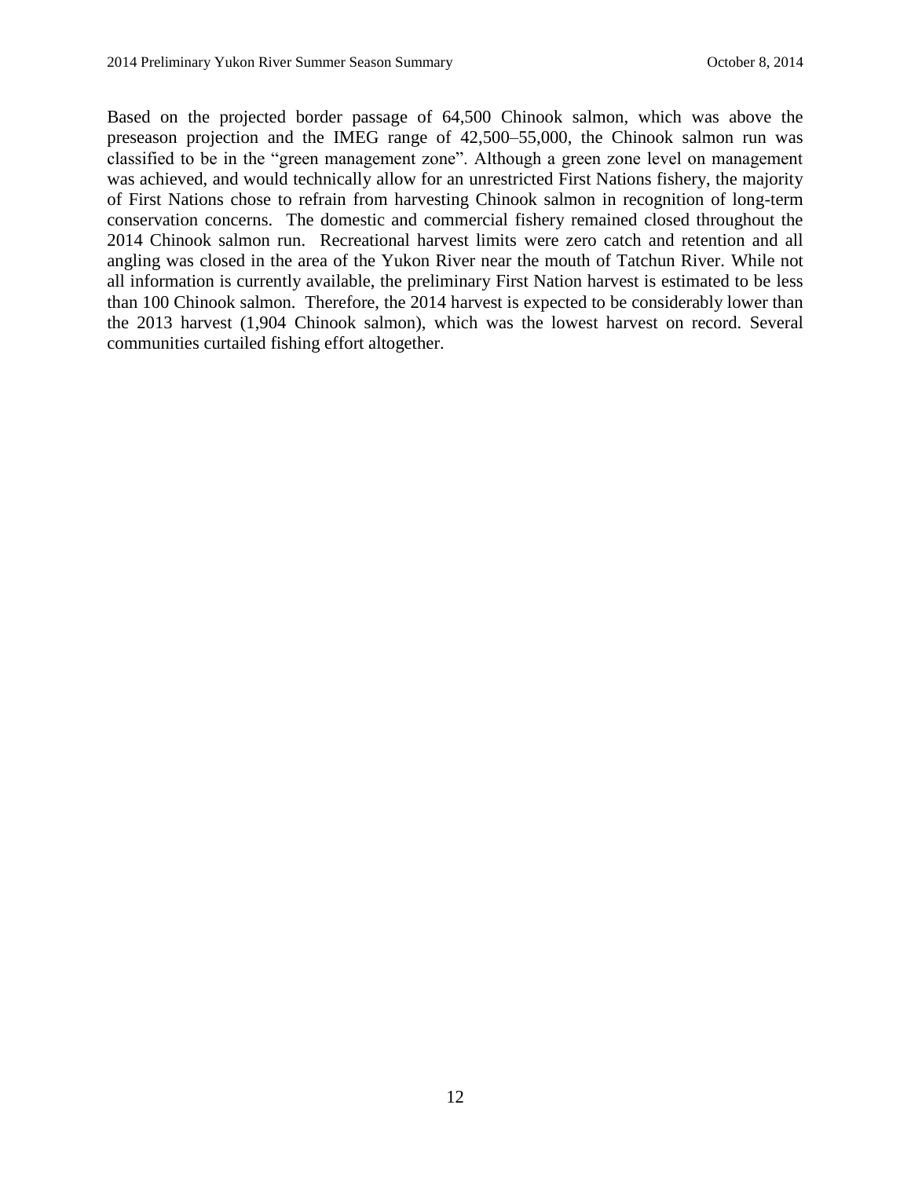Based on the projected border passage of 64,500 Chinook salmon, which was above the preseason projection and the IMEG range of 42,500–55,000, the Chinook salmon run was classified to be in the "green management zone". Although a green zone level on management was achieved, and would technically allow for an unrestricted First Nations fishery, the majority of First Nations chose to refrain from harvesting Chinook salmon in recognition of long-term conservation concerns. The domestic and commercial fishery remained closed throughout the 2014 Chinook salmon run. Recreational harvest limits were zero catch and retention and all angling was closed in the area of the Yukon River near the mouth of Tatchun River. While not all information is currently available, the preliminary First Nation harvest is estimated to be less than 100 Chinook salmon. Therefore, the 2014 harvest is expected to be considerably lower than the 2013 harvest (1,904 Chinook salmon), which was the lowest harvest on record. Several communities curtailed fishing effort altogether.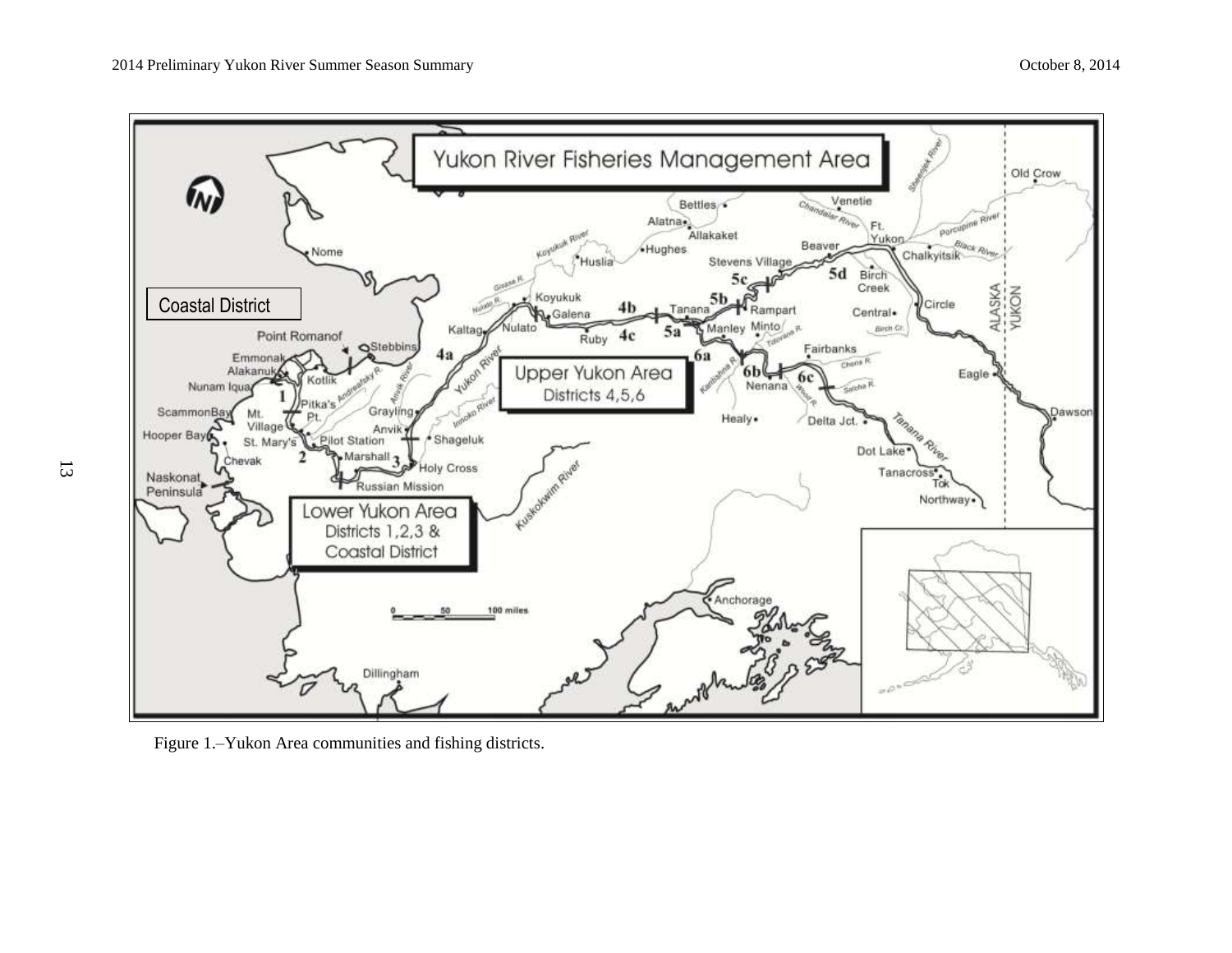Figure 1.–Yukon Area communities and fishing districts.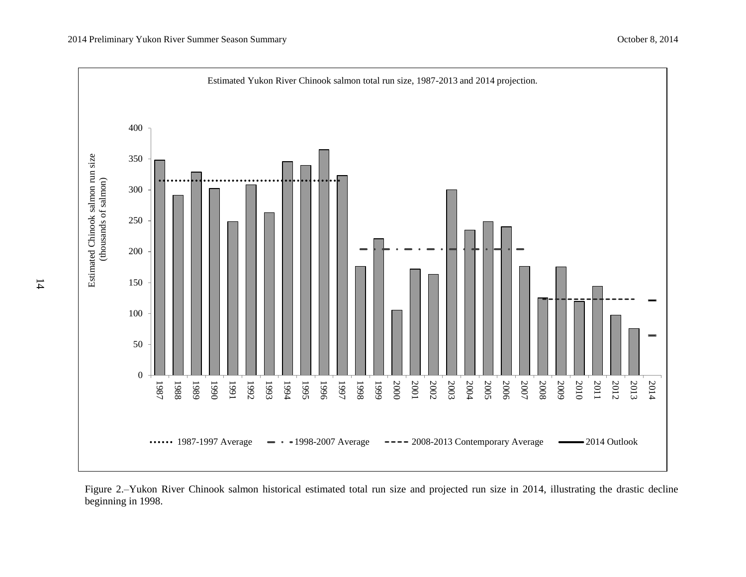Estimated Yukon River Chinook salmon total run size, 1987-2013 and 2014 projection.

Figure 2.–Yukon River Chinook salmon historical estimated total run size and projected run size in 2014, illustrating the drastic decline beginning in 1998.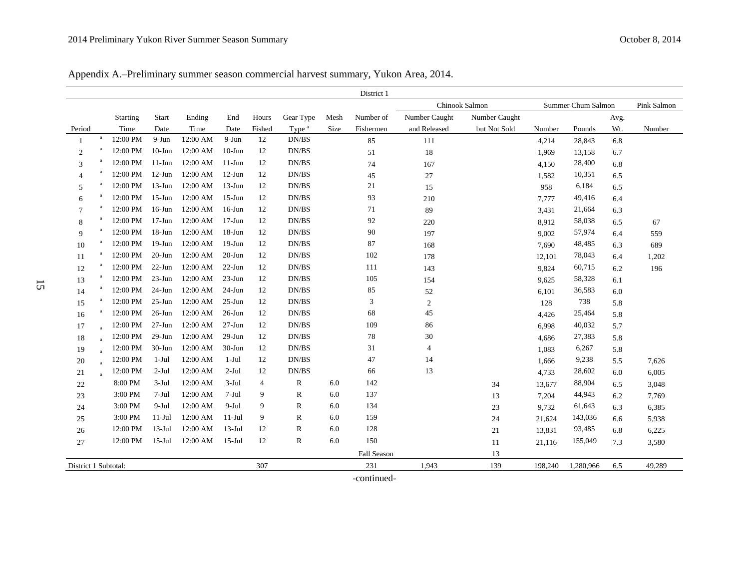Appendix A.–Preliminary summer season commercial harvest summary, Yukon Area, 2014.

| District 1 | | | | | | | | | | | | | | | |
|---|---|---|---|---|---|---|---|---|---|---|---|---|---|---|---|
| | | | | | | | | | Chinook Salmon | | Summer Chum Salmon | | | Pink Salmon |
| Period | | Starting Time | Start Date | Ending Time | End Date | Hours Fished | Gear Type [a] | Mesh Size | Number of Fishermen | Number Caught and Released | Number Caught but Not Sold | Number | Pounds | Avg. Wt. | Number |
| 1 | a | 12:00 PM | 9-Jun | 12:00 AM | 9-Jun | 12 | DN/BS | | 85 | 111 | | 4,214 | 28,843 | 6.8 | |
| 2 | a | 12:00 PM | 10-Jun | 12:00 AM | 10-Jun | 12 | DN/BS | | 51 | 18 | | 1,969 | 13,158 | 6.7 | |
| 3 | a | 12:00 PM | 11-Jun | 12:00 AM | 11-Jun | 12 | DN/BS | | 74 | 167 | | 4,150 | 28,400 | 6.8 | |
| 4 | a | 12:00 PM | 12-Jun | 12:00 AM | 12-Jun | 12 | DN/BS | | 45 | 27 | | 1,582 | 10,351 | 6.5 | |
| 5 | a | 12:00 PM | 13-Jun | 12:00 AM | 13-Jun | 12 | DN/BS | | 21 | 15 | | 958 | 6,184 | 6.5 | |
| 6 | a | 12:00 PM | 15-Jun | 12:00 AM | 15-Jun | 12 | DN/BS | | 93 | 210 | | 7,777 | 49,416 | 6.4 | |
| 7 | a | 12:00 PM | 16-Jun | 12:00 AM | 16-Jun | 12 | DN/BS | | 71 | 89 | | 3,431 | 21,664 | 6.3 | |
| 8 | a | 12:00 PM | 17-Jun | 12:00 AM | 17-Jun | 12 | DN/BS | | 92 | 220 | | 8,912 | 58,038 | 6.5 | 67 |
| 9 | a | 12:00 PM | 18-Jun | 12:00 AM | 18-Jun | 12 | DN/BS | | 90 | 197 | | 9,002 | 57,974 | 6.4 | 559 |
| 10 | a | 12:00 PM | 19-Jun | 12:00 AM | 19-Jun | 12 | DN/BS | | 87 | 168 | | 7,690 | 48,485 | 6.3 | 689 |
| 11 | a | 12:00 PM | 20-Jun | 12:00 AM | 20-Jun | 12 | DN/BS | | 102 | 178 | | 12,101 | 78,043 | 6.4 | 1,202 |
| 12 | a | 12:00 PM | 22-Jun | 12:00 AM | 22-Jun | 12 | DN/BS | | 111 | 143 | | 9,824 | 60,715 | 6.2 | 196 |
| 13 | a | 12:00 PM | 23-Jun | 12:00 AM | 23-Jun | 12 | DN/BS | | 105 | 154 | | 9,625 | 58,328 | 6.1 | |
| 14 | a | 12:00 PM | 24-Jun | 12:00 AM | 24-Jun | 12 | DN/BS | | 85 | 52 | | 6,101 | 36,583 | 6.0 | |
| 15 | a | 12:00 PM | 25-Jun | 12:00 AM | 25-Jun | 12 | DN/BS | | 3 | 2 | | 128 | 738 | 5.8 | |
| 16 | a | 12:00 PM | 26-Jun | 12:00 AM | 26-Jun | 12 | DN/BS | | 68 | 45 | | 4,426 | 25,464 | 5.8 | |
| 17 | a | 12:00 PM | 27-Jun | 12:00 AM | 27-Jun | 12 | DN/BS | | 109 | 86 | | 6,998 | 40,032 | 5.7 | |
| 18 | a | 12:00 PM | 29-Jun | 12:00 AM | 29-Jun | 12 | DN/BS | | 78 | 30 | | 4,686 | 27,383 | 5.8 | |
| 19 | a | 12:00 PM | 30-Jun | 12:00 AM | 30-Jun | 12 | DN/BS | | 31 | 4 | | 1,083 | 6,267 | 5.8 | |
| 20 | a | 12:00 PM | 1-Jul | 12:00 AM | 1-Jul | 12 | DN/BS | | 47 | 14 | | 1,666 | 9,238 | 5.5 | 7,626 |
| 21 | a | 12:00 PM | 2-Jul | 12:00 AM | 2-Jul | 12 | DN/BS | | 66 | 13 | | 4,733 | 28,602 | 6.0 | 6,005 |
| 22 | | 8:00 PM | 3-Jul | 12:00 AM | 3-Jul | 4 | R | 6.0 | 142 | | 34 | 13,677 | 88,904 | 6.5 | 3,048 |
| 23 | | 3:00 PM | 7-Jul | 12:00 AM | 7-Jul | 9 | R | 6.0 | 137 | | 13 | 7,204 | 44,943 | 6.2 | 7,769 |
| 24 | | 3:00 PM | 9-Jul | 12:00 AM | 9-Jul | 9 | R | 6.0 | 134 | | 23 | 9,732 | 61,643 | 6.3 | 6,385 |
| 25 | | 3:00 PM | 11-Jul | 12:00 AM | 11-Jul | 9 | R | 6.0 | 159 | | 24 | 21,624 | 143,036 | 6.6 | 5,938 |
| 26 | | 12:00 PM | 13-Jul | 12:00 AM | 13-Jul | 12 | R | 6.0 | 128 | | 21 | 13,831 | 93,485 | 6.8 | 6,225 |
| 27 | | 12:00 PM | 15-Jul | 12:00 AM | 15-Jul | 12 | R | 6.0 | 150 | | 11 | 21,116 | 155,049 | 7.3 | 3,580 |
| | | | | | | | | | Fall Season | | 13 | | | | |
| District 1 Subtotal: | | | | | | 307 | | | 231 | 1,943 | 139 | 198,240 | 1,280,966 | 6.5 | 49,289 |

-continued-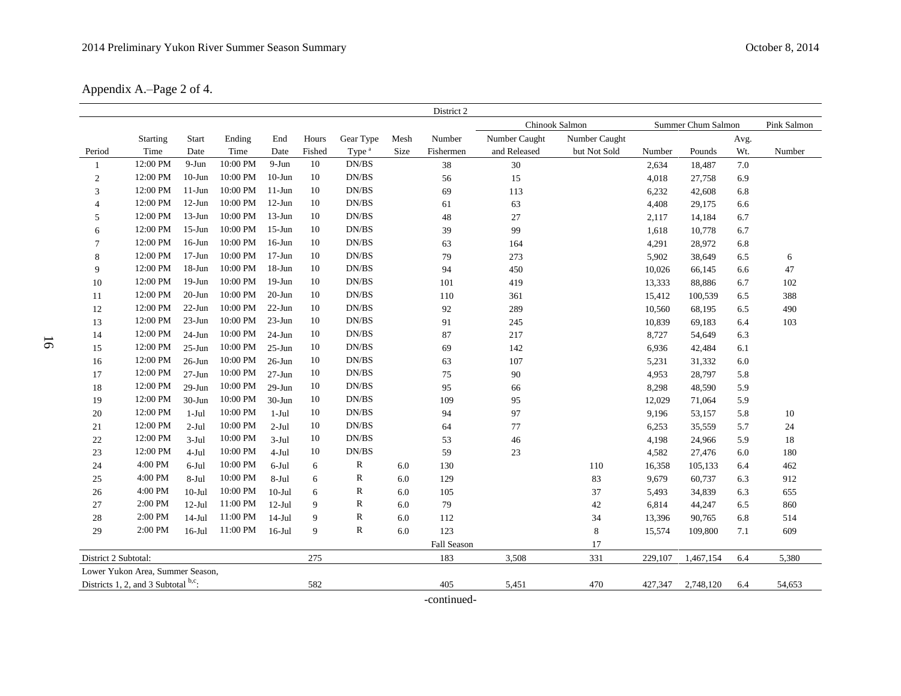Appendix A.–Page 2 of 4.

| District 2 | | | | | | | | | | | | | | | |
|---|---|---|---|---|---|---|---|---|---|---|---|---|---|---|---|
| | | | | | | | | | Chinook Salmon | | Summer Chum Salmon | | | Pink Salmon |
| Period | Starting Time | Start Date | Ending Time | End Date | Hours Fished | Gear Type Type [a] | Mesh Size | Number Fishermen | Number Caught and Released | Number Caught but Not Sold | Number | Pounds | Avg. Wt. | Number |
| 1 | 12:00 PM | 9-Jun | 10:00 PM | 9-Jun | 10 | DN/BS | | 38 | 30 | | 2,634 | 18,487 | 7.0 | |
| 2 | 12:00 PM | 10-Jun | 10:00 PM | 10-Jun | 10 | DN/BS | | 56 | 15 | | 4,018 | 27,758 | 6.9 | |
| 3 | 12:00 PM | 11-Jun | 10:00 PM | 11-Jun | 10 | DN/BS | | 69 | 113 | | 6,232 | 42,608 | 6.8 | |
| 4 | 12:00 PM | 12-Jun | 10:00 PM | 12-Jun | 10 | DN/BS | | 61 | 63 | | 4,408 | 29,175 | 6.6 | |
| 5 | 12:00 PM | 13-Jun | 10:00 PM | 13-Jun | 10 | DN/BS | | 48 | 27 | | 2,117 | 14,184 | 6.7 | |
| 6 | 12:00 PM | 15-Jun | 10:00 PM | 15-Jun | 10 | DN/BS | | 39 | 99 | | 1,618 | 10,778 | 6.7 | |
| 7 | 12:00 PM | 16-Jun | 10:00 PM | 16-Jun | 10 | DN/BS | | 63 | 164 | | 4,291 | 28,972 | 6.8 | |
| 8 | 12:00 PM | 17-Jun | 10:00 PM | 17-Jun | 10 | DN/BS | | 79 | 273 | | 5,902 | 38,649 | 6.5 | 6 |
| 9 | 12:00 PM | 18-Jun | 10:00 PM | 18-Jun | 10 | DN/BS | | 94 | 450 | | 10,026 | 66,145 | 6.6 | 47 |
| 10 | 12:00 PM | 19-Jun | 10:00 PM | 19-Jun | 10 | DN/BS | | 101 | 419 | | 13,333 | 88,886 | 6.7 | 102 |
| 11 | 12:00 PM | 20-Jun | 10:00 PM | 20-Jun | 10 | DN/BS | | 110 | 361 | | 15,412 | 100,539 | 6.5 | 388 |
| 12 | 12:00 PM | 22-Jun | 10:00 PM | 22-Jun | 10 | DN/BS | | 92 | 289 | | 10,560 | 68,195 | 6.5 | 490 |
| 13 | 12:00 PM | 23-Jun | 10:00 PM | 23-Jun | 10 | DN/BS | | 91 | 245 | | 10,839 | 69,183 | 6.4 | 103 |
| 14 | 12:00 PM | 24-Jun | 10:00 PM | 24-Jun | 10 | DN/BS | | 87 | 217 | | 8,727 | 54,649 | 6.3 | |
| 15 | 12:00 PM | 25-Jun | 10:00 PM | 25-Jun | 10 | DN/BS | | 69 | 142 | | 6,936 | 42,484 | 6.1 | |
| 16 | 12:00 PM | 26-Jun | 10:00 PM | 26-Jun | 10 | DN/BS | | 63 | 107 | | 5,231 | 31,332 | 6.0 | |
| 17 | 12:00 PM | 27-Jun | 10:00 PM | 27-Jun | 10 | DN/BS | | 75 | 90 | | 4,953 | 28,797 | 5.8 | |
| 18 | 12:00 PM | 29-Jun | 10:00 PM | 29-Jun | 10 | DN/BS | | 95 | 66 | | 8,298 | 48,590 | 5.9 | |
| 19 | 12:00 PM | 30-Jun | 10:00 PM | 30-Jun | 10 | DN/BS | | 109 | 95 | | 12,029 | 71,064 | 5.9 | |
| 20 | 12:00 PM | 1-Jul | 10:00 PM | 1-Jul | 10 | DN/BS | | 94 | 97 | | 9,196 | 53,157 | 5.8 | 10 |
| 21 | 12:00 PM | 2-Jul | 10:00 PM | 2-Jul | 10 | DN/BS | | 64 | 77 | | 6,253 | 35,559 | 5.7 | 24 |
| 22 | 12:00 PM | 3-Jul | 10:00 PM | 3-Jul | 10 | DN/BS | | 53 | 46 | | 4,198 | 24,966 | 5.9 | 18 |
| 23 | 12:00 PM | 4-Jul | 10:00 PM | 4-Jul | 10 | DN/BS | | 59 | 23 | | 4,582 | 27,476 | 6.0 | 180 |
| 24 | 4:00 PM | 6-Jul | 10:00 PM | 6-Jul | 6 | R | 6.0 | 130 | | 110 | 16,358 | 105,133 | 6.4 | 462 |
| 25 | 4:00 PM | 8-Jul | 10:00 PM | 8-Jul | 6 | R | 6.0 | 129 | | 83 | 9,679 | 60,737 | 6.3 | 912 |
| 26 | 4:00 PM | 10-Jul | 10:00 PM | 10-Jul | 6 | R | 6.0 | 105 | | 37 | 5,493 | 34,839 | 6.3 | 655 |
| 27 | 2:00 PM | 12-Jul | 11:00 PM | 12-Jul | 9 | R | 6.0 | 79 | | 42 | 6,814 | 44,247 | 6.5 | 860 |
| 28 | 2:00 PM | 14-Jul | 11:00 PM | 14-Jul | 9 | R | 6.0 | 112 | | 34 | 13,396 | 90,765 | 6.8 | 514 |
| 29 | 2:00 PM | 16-Jul | 11:00 PM | 16-Jul | 9 | R | 6.0 | 123 | | 8 | 15,574 | 109,800 | 7.1 | 609 |
| | | | | | | | | Fall Season | | 17 | | | | |
| District 2 Subtotal: | | | | | 275 | | | 183 | 3,508 | 331 | 229,107 | 1,467,154 | 6.4 | 5,380 |
| Lower Yukon Area, Summer Season, Districts 1, 2, and 3 Subtotal [b,c]: | | | | | 582 | | | 405 | 5,451 | 470 | 427,347 | 2,748,120 | 6.4 | 54,653 |

-continued-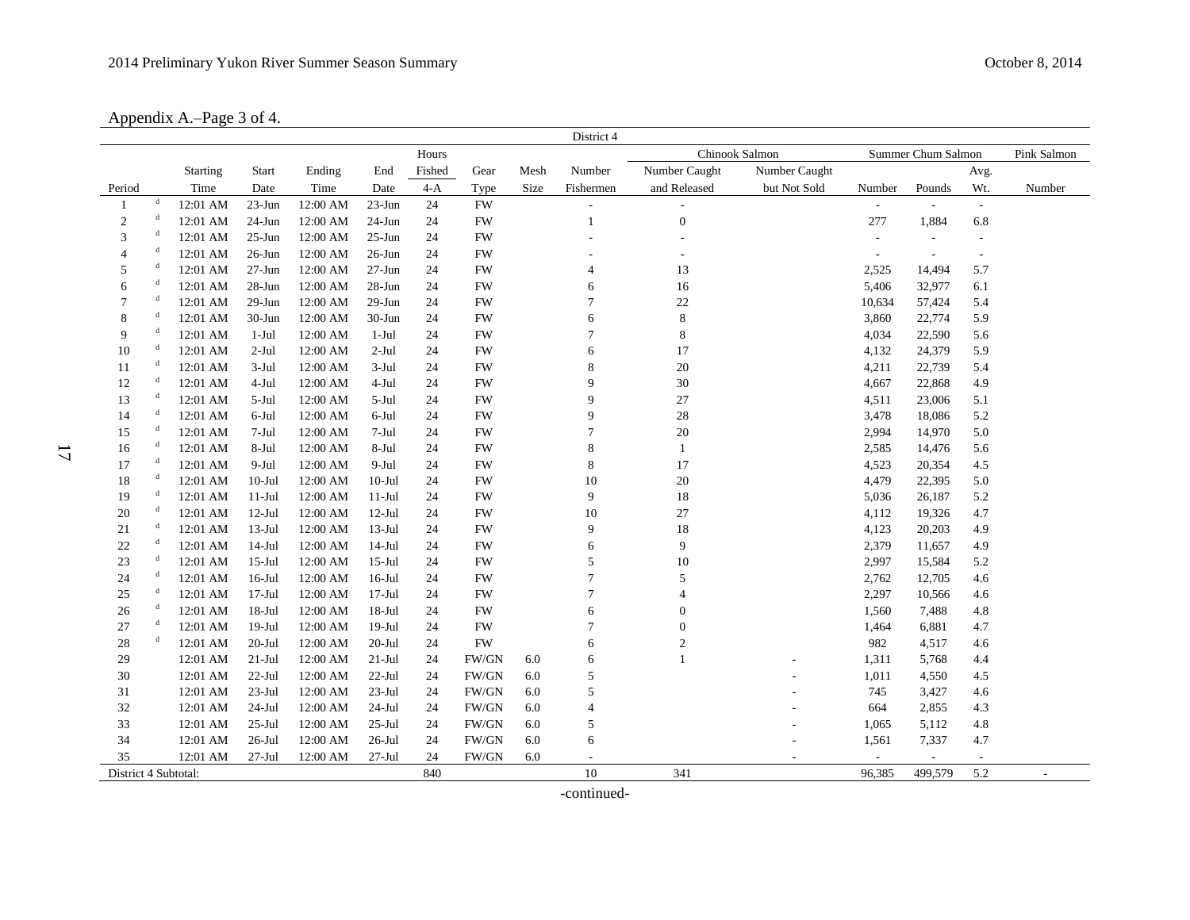Appendix A.–Page 3 of 4.

| | | | | | | | | District 4 | | | | | | |
|---|---|---|---|---|---|---|---|---|---|---|---|---|---|---|
| | | | | | Hours | | | | Chinook Salmon | | Summer Chum Salmon | | | Pink Salmon |
| Period | Starting Time | Start Date | Ending Time | End Date | Fished 4-A | Gear Type | Mesh Size | Number Fishermen | Number Caught and Released | Number Caught but Not Sold | Number | Pounds | Avg. Wt. | Number |
| 1 [d] | 12:01 AM | 23-Jun | 12:00 AM | 23-Jun | 24 | FW | | - | - | | - | - | - | |
| 2 [d] | 12:01 AM | 24-Jun | 12:00 AM | 24-Jun | 24 | FW | | 1 | 0 | | 277 | 1,884 | 6.8 | |
| 3 [d] | 12:01 AM | 25-Jun | 12:00 AM | 25-Jun | 24 | FW | | - | - | | - | - | - | |
| 4 [d] | 12:01 AM | 26-Jun | 12:00 AM | 26-Jun | 24 | FW | | - | - | | - | - | - | |
| 5 [d] | 12:01 AM | 27-Jun | 12:00 AM | 27-Jun | 24 | FW | | 4 | 13 | | 2,525 | 14,494 | 5.7 | |
| 6 [d] | 12:01 AM | 28-Jun | 12:00 AM | 28-Jun | 24 | FW | | 6 | 16 | | 5,406 | 32,977 | 6.1 | |
| 7 [d] | 12:01 AM | 29-Jun | 12:00 AM | 29-Jun | 24 | FW | | 7 | 22 | | 10,634 | 57,424 | 5.4 | |
| 8 [d] | 12:01 AM | 30-Jun | 12:00 AM | 30-Jun | 24 | FW | | 6 | 8 | | 3,860 | 22,774 | 5.9 | |
| 9 [d] | 12:01 AM | 1-Jul | 12:00 AM | 1-Jul | 24 | FW | | 7 | 8 | | 4,034 | 22,590 | 5.6 | |
| 10 [d] | 12:01 AM | 2-Jul | 12:00 AM | 2-Jul | 24 | FW | | 6 | 17 | | 4,132 | 24,379 | 5.9 | |
| 11 [d] | 12:01 AM | 3-Jul | 12:00 AM | 3-Jul | 24 | FW | | 8 | 20 | | 4,211 | 22,739 | 5.4 | |
| 12 [d] | 12:01 AM | 4-Jul | 12:00 AM | 4-Jul | 24 | FW | | 9 | 30 | | 4,667 | 22,868 | 4.9 | |
| 13 [d] | 12:01 AM | 5-Jul | 12:00 AM | 5-Jul | 24 | FW | | 9 | 27 | | 4,511 | 23,006 | 5.1 | |
| 14 [d] | 12:01 AM | 6-Jul | 12:00 AM | 6-Jul | 24 | FW | | 9 | 28 | | 3,478 | 18,086 | 5.2 | |
| 15 [d] | 12:01 AM | 7-Jul | 12:00 AM | 7-Jul | 24 | FW | | 7 | 20 | | 2,994 | 14,970 | 5.0 | |
| 16 [d] | 12:01 AM | 8-Jul | 12:00 AM | 8-Jul | 24 | FW | | 8 | 1 | | 2,585 | 14,476 | 5.6 | |
| 17 [d] | 12:01 AM | 9-Jul | 12:00 AM | 9-Jul | 24 | FW | | 8 | 17 | | 4,523 | 20,354 | 4.5 | |
| 18 [d] | 12:01 AM | 10-Jul | 12:00 AM | 10-Jul | 24 | FW | | 10 | 20 | | 4,479 | 22,395 | 5.0 | |
| 19 [d] | 12:01 AM | 11-Jul | 12:00 AM | 11-Jul | 24 | FW | | 9 | 18 | | 5,036 | 26,187 | 5.2 | |
| 20 [d] | 12:01 AM | 12-Jul | 12:00 AM | 12-Jul | 24 | FW | | 10 | 27 | | 4,112 | 19,326 | 4.7 | |
| 21 [d] | 12:01 AM | 13-Jul | 12:00 AM | 13-Jul | 24 | FW | | 9 | 18 | | 4,123 | 20,203 | 4.9 | |
| 22 [d] | 12:01 AM | 14-Jul | 12:00 AM | 14-Jul | 24 | FW | | 6 | 9 | | 2,379 | 11,657 | 4.9 | |
| 23 [d] | 12:01 AM | 15-Jul | 12:00 AM | 15-Jul | 24 | FW | | 5 | 10 | | 2,997 | 15,584 | 5.2 | |
| 24 [d] | 12:01 AM | 16-Jul | 12:00 AM | 16-Jul | 24 | FW | | 7 | 5 | | 2,762 | 12,705 | 4.6 | |
| 25 [d] | 12:01 AM | 17-Jul | 12:00 AM | 17-Jul | 24 | FW | | 7 | 4 | | 2,297 | 10,566 | 4.6 | |
| 26 [d] | 12:01 AM | 18-Jul | 12:00 AM | 18-Jul | 24 | FW | | 6 | 0 | | 1,560 | 7,488 | 4.8 | |
| 27 [d] | 12:01 AM | 19-Jul | 12:00 AM | 19-Jul | 24 | FW | | 7 | 0 | | 1,464 | 6,881 | 4.7 | |
| 28 [d] | 12:01 AM | 20-Jul | 12:00 AM | 20-Jul | 24 | FW | | 6 | 2 | | 982 | 4,517 | 4.6 | |
| 29 | 12:01 AM | 21-Jul | 12:00 AM | 21-Jul | 24 | FW/GN | 6.0 | 6 | 1 | - | 1,311 | 5,768 | 4.4 | |
| 30 | 12:01 AM | 22-Jul | 12:00 AM | 22-Jul | 24 | FW/GN | 6.0 | 5 | | - | 1,011 | 4,550 | 4.5 | |
| 31 | 12:01 AM | 23-Jul | 12:00 AM | 23-Jul | 24 | FW/GN | 6.0 | 5 | | - | 745 | 3,427 | 4.6 | |
| 32 | 12:01 AM | 24-Jul | 12:00 AM | 24-Jul | 24 | FW/GN | 6.0 | 4 | | - | 664 | 2,855 | 4.3 | |
| 33 | 12:01 AM | 25-Jul | 12:00 AM | 25-Jul | 24 | FW/GN | 6.0 | 5 | | - | 1,065 | 5,112 | 4.8 | |
| 34 | 12:01 AM | 26-Jul | 12:00 AM | 26-Jul | 24 | FW/GN | 6.0 | 6 | | - | 1,561 | 7,337 | 4.7 | |
| 35 | 12:01 AM | 27-Jul | 12:00 AM | 27-Jul | 24 | FW/GN | 6.0 | - | | - | - | - | - | |
| District 4 Subtotal: | | | | | 840 | | | 10 | 341 | | 96,385 | 499,579 | 5.2 | - |

-continued-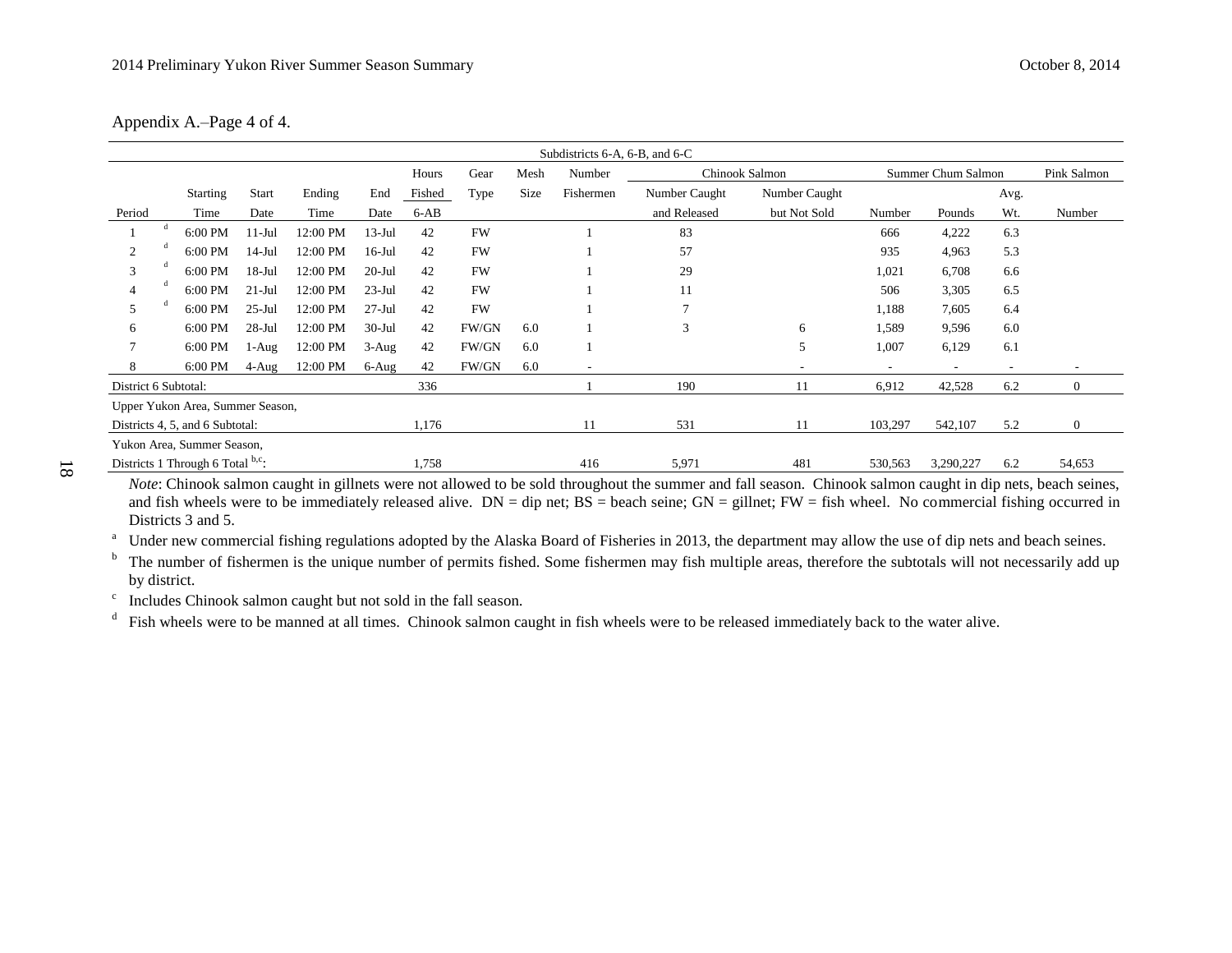Appendix A.–Page 4 of 4.

| | | | | | | | | | Subdistricts 6-A, 6-B, and 6-C | | | | | |
|---|---|---|---|---|---|---|---|---|---|---|---|---|---|---|
| | | | | | Hours | Gear | Mesh | Number | Chinook Salmon | | Summer Chum Salmon | | | Pink Salmon |
| | Starting | Start | Ending | End | Fished | Type | Size | Fishermen | Number Caught | Number Caught | | | Avg. | |
| Period | Time | Date | Time | Date | 6-AB | | | | and Released | but Not Sold | Number | Pounds | Wt. | Number |
| 1 [d] | 6:00 PM | 11-Jul | 12:00 PM | 13-Jul | 42 | FW | | 1 | 83 | | 666 | 4,222 | 6.3 | |
| 2 [d] | 6:00 PM | 14-Jul | 12:00 PM | 16-Jul | 42 | FW | | 1 | 57 | | 935 | 4,963 | 5.3 | |
| 3 [d] | 6:00 PM | 18-Jul | 12:00 PM | 20-Jul | 42 | FW | | 1 | 29 | | 1,021 | 6,708 | 6.6 | |
| 4 [d] | 6:00 PM | 21-Jul | 12:00 PM | 23-Jul | 42 | FW | | 1 | 11 | | 506 | 3,305 | 6.5 | |
| 5 [d] | 6:00 PM | 25-Jul | 12:00 PM | 27-Jul | 42 | FW | | 1 | 7 | | 1,188 | 7,605 | 6.4 | |
| 6 | 6:00 PM | 28-Jul | 12:00 PM | 30-Jul | 42 | FW/GN | 6.0 | 1 | 3 | 6 | 1,589 | 9,596 | 6.0 | |
| 7 | 6:00 PM | 1-Aug | 12:00 PM | 3-Aug | 42 | FW/GN | 6.0 | 1 | | 5 | 1,007 | 6,129 | 6.1 | |
| 8 | 6:00 PM | 4-Aug | 12:00 PM | 6-Aug | 42 | FW/GN | 6.0 | - | | - | - | - | - | - |
| District 6 Subtotal: | | | | | 336 | | | 1 | 190 | 11 | 6,912 | 42,528 | 6.2 | 0 |
| Upper Yukon Area, Summer Season, Districts 4, 5, and 6 Subtotal: | | | | | 1,176 | | | 11 | 531 | 11 | 103,297 | 542,107 | 5.2 | 0 |
| Yukon Area, Summer Season, Districts 1 Through 6 Total [b,c]: | | | | | 1,758 | | | 416 | 5,971 | 481 | 530,563 | 3,290,227 | 6.2 | 54,653 |

*Note*: Chinook salmon caught in gillnets were not allowed to be sold throughout the summer and fall season. Chinook salmon caught in dip nets, beach seines, and fish wheels were to be immediately released alive. DN = dip net; BS = beach seine; GN = gillnet; FW = fish wheel. No commercial fishing occurred in Districts 3 and 5.

[a] Under new commercial fishing regulations adopted by the Alaska Board of Fisheries in 2013, the department may allow the use of dip nets and beach seines.

[b] The number of fishermen is the unique number of permits fished. Some fishermen may fish multiple areas, therefore the subtotals will not necessarily add up by district.

[c] Includes Chinook salmon caught but not sold in the fall season.

[d] Fish wheels were to be manned at all times. Chinook salmon caught in fish wheels were to be released immediately back to the water alive.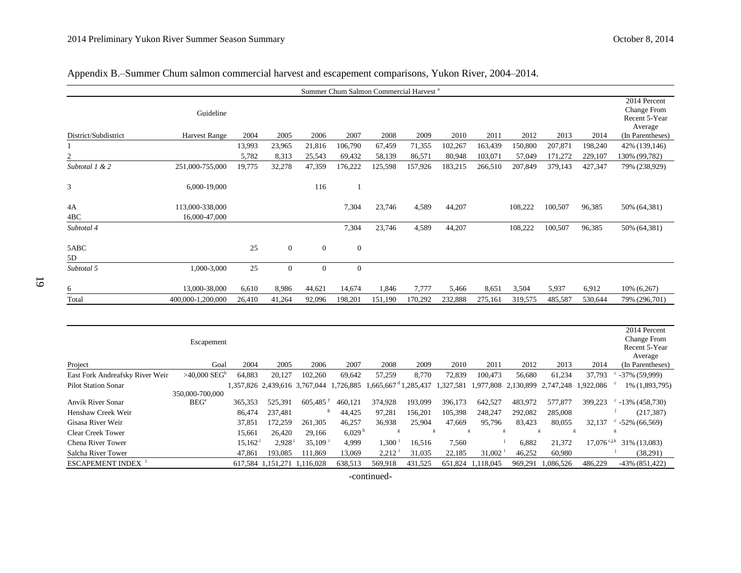Appendix B.–Summer Chum salmon commercial harvest and escapement comparisons, Yukon River, 2004–2014.

| | | Summer Chum Salmon Commercial Harvest [a] | | | | | | | | | | | |
|---|---|---|---|---|---|---|---|---|---|---|---|---|---|
| District/Subdistrict | Guideline Harvest Range | 2004 | 2005 | 2006 | 2007 | 2008 | 2009 | 2010 | 2011 | 2012 | 2013 | 2014 | 2014 Percent Change From Recent 5-Year Average (In Parentheses) |
| 1 | | 13,993 | 23,965 | 21,816 | 106,790 | 67,459 | 71,355 | 102,267 | 163,439 | 150,800 | 207,871 | 198,240 | 42% (139,146) |
| 2 | | 5,782 | 8,313 | 25,543 | 69,432 | 58,139 | 86,571 | 80,948 | 103,071 | 57,049 | 171,272 | 229,107 | 130% (99,782) |
| *Subtotal 1 & 2* | 251,000-755,000 | 19,775 | 32,278 | 47,359 | 176,222 | 125,598 | 157,926 | 183,215 | 266,510 | 207,849 | 379,143 | 427,347 | 79% (238,929) |
| 3 | 6,000-19,000 | | | 116 | 1 | | | | | | | | |
| 4A | 113,000-338,000 | | | | 7,304 | 23,746 | 4,589 | 44,207 | | 108,222 | 100,507 | 96,385 | 50% (64,381) |
| 4BC | 16,000-47,000 | | | | | | | | | | | | |
| *Subtotal 4* | | | | | 7,304 | 23,746 | 4,589 | 44,207 | | 108,222 | 100,507 | 96,385 | 50% (64,381) |
| 5ABC | | 25 | 0 | 0 | 0 | | | | | | | | |
| 5D | | | | | | | | | | | | | |
| *Subtotal 5* | 1,000-3,000 | 25 | 0 | 0 | 0 | | | | | | | | |
| 6 | 13,000-38,000 | 6,610 | 8,986 | 44,621 | 14,674 | 1,846 | 7,777 | 5,466 | 8,651 | 3,504 | 5,937 | 6,912 | 10% (6,267) |
| Total | 400,000-1,200,000 | 26,410 | 41,264 | 92,096 | 198,201 | 151,190 | 170,292 | 232,888 | 275,161 | 319,575 | 485,587 | 530,644 | 79% (296,701) |

| Project | Escapement Goal | 2004 | 2005 | 2006 | 2007 | 2008 | 2009 | 2010 | 2011 | 2012 | 2013 | 2014 | 2014 Percent Change From Recent 5-Year Average (In Parentheses) |
|---|---|---|---|---|---|---|---|---|---|---|---|---|---|
| East Fork Andreafsky River Weir | >40,000 SEG[b] | 64,883 | 20,127 | 102,260 | 69,642 | 57,259 | 8,770 | 72,839 | 100,473 | 56,680 | 61,234 | 37,793 [c] | -37% (59,999) |
| Pilot Station Sonar | | 1,357,826 | 2,439,616 | 3,767,044 | 1,726,885 | 1,665,667 [d] | 1,285,437 | 1,327,581 | 1,977,808 | 2,130,899 | 2,747,248 | 1,922,086 [c] | 1% (1,893,795) |
| Anvik River Sonar | 350,000-700,000 BEG[e] | 365,353 | 525,391 | 605,485 [f] | 460,121 | 374,928 | 193,099 | 396,173 | 642,527 | 483,972 | 577,877 | 399,223 [c] | -13% (458,730) |
| Henshaw Creek Weir | | 86,474 | 237,481 | [g] | 44,425 | 97,281 | 156,201 | 105,398 | 248,247 | 292,082 | 285,008 | [j] | (217,387) |
| Gisasa River Weir | | 37,851 | 172,259 | 261,305 | 46,257 | 36,938 | 25,904 | 47,669 | 95,796 | 83,423 | 80,055 | 32,137 [c] | -52% (66,569) |
| Clear Creek Tower | | 15,661 | 26,420 | 29,166 | 6,029 [h] | [g] | [g] | [g] | [g] | [g] | [g] | [g] | |
| Chena River Tower | | 15,162 [i] | 2,928 [i] | 35,109 [i] | 4,999 | 1,300 [i] | 16,516 | 7,560 | [j] | 6,882 | 21,372 | 17,076 [c,j,k] | 31% (13,083) |
| Salcha River Tower | | 47,861 | 193,085 | 111,869 | 13,069 | 2,212 [i] | 31,035 | 22,185 | 31,002 [i] | 46,252 | 60,980 | [j] | (38,291) |
| ESCAPEMENT INDEX [l] | | 617,584 | 1,151,271 | 1,116,028 | 638,513 | 569,918 | 431,525 | 651,824 | 1,118,045 | 969,291 | 1,086,526 | 486,229 | -43% (851,422) |

-continued-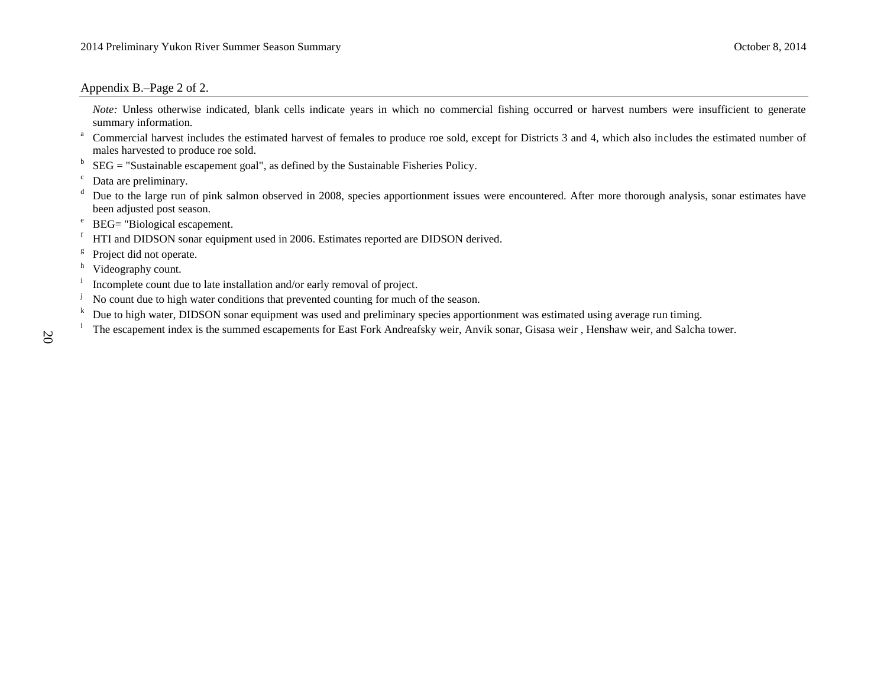Appendix B.–Page 2 of 2.

*Note:* Unless otherwise indicated, blank cells indicate years in which no commercial fishing occurred or harvest numbers were insufficient to generate summary information.

[a] Commercial harvest includes the estimated harvest of females to produce roe sold, except for Districts 3 and 4, which also includes the estimated number of males harvested to produce roe sold.

[b] SEG = "Sustainable escapement goal", as defined by the Sustainable Fisheries Policy.

[c] Data are preliminary.

[d] Due to the large run of pink salmon observed in 2008, species apportionment issues were encountered. After more thorough analysis, sonar estimates have been adjusted post season.

[e] BEG= "Biological escapement.

[f] HTI and DIDSON sonar equipment used in 2006. Estimates reported are DIDSON derived.

[g] Project did not operate.

[h] Videography count.

[i] Incomplete count due to late installation and/or early removal of project.

[j] No count due to high water conditions that prevented counting for much of the season.

[k] Due to high water, DIDSON sonar equipment was used and preliminary species apportionment was estimated using average run timing.

[l] The escapement index is the summed escapements for East Fork Andreafsky weir, Anvik sonar, Gisasa weir , Henshaw weir, and Salcha tower.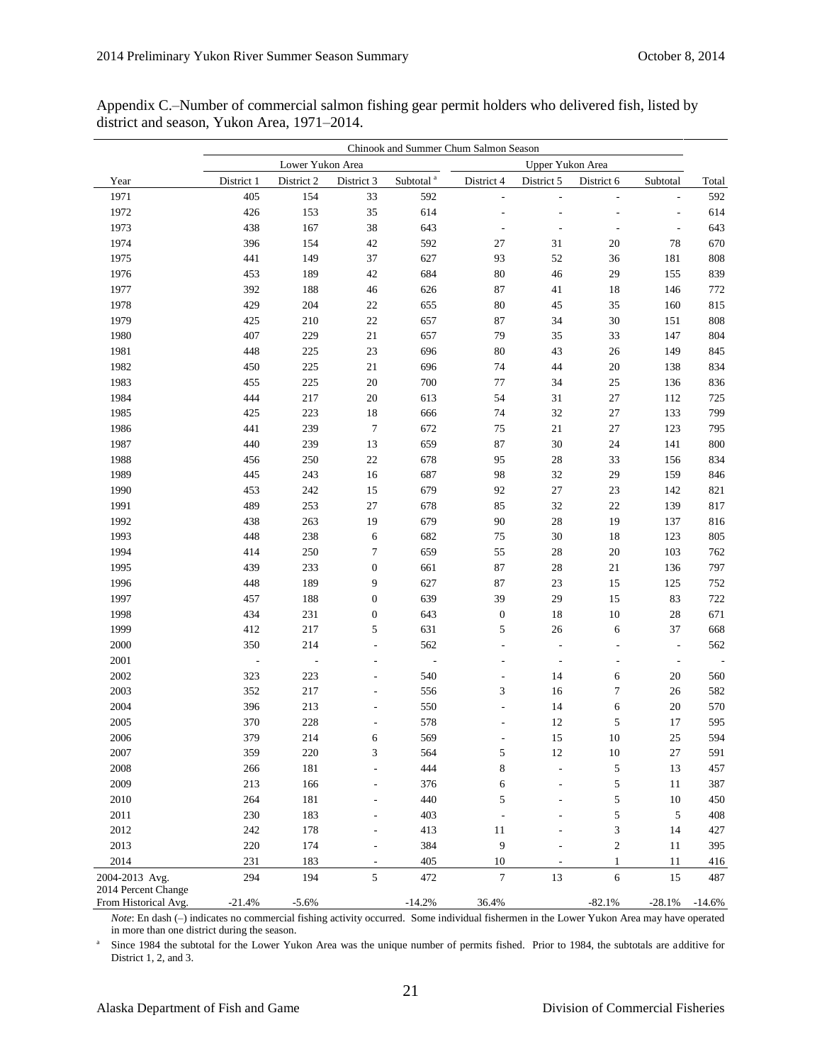Appendix C.–Number of commercial salmon fishing gear permit holders who delivered fish, listed by district and season, Yukon Area, 1971–2014.

| | Chinook and Summer Chum Salmon Season | | | | | | | | |
|---|---|---|---|---|---|---|---|---|---|
| | Lower Yukon Area | | | | Upper Yukon Area | | | | |
| Year | District 1 | District 2 | District 3 | Subtotal [a] | District 4 | District 5 | District 6 | Subtotal | Total |
| 1971 | 405 | 154 | 33 | 592 | - | - | - | - | 592 |
| 1972 | 426 | 153 | 35 | 614 | - | - | - | - | 614 |
| 1973 | 438 | 167 | 38 | 643 | - | - | - | - | 643 |
| 1974 | 396 | 154 | 42 | 592 | 27 | 31 | 20 | 78 | 670 |
| 1975 | 441 | 149 | 37 | 627 | 93 | 52 | 36 | 181 | 808 |
| 1976 | 453 | 189 | 42 | 684 | 80 | 46 | 29 | 155 | 839 |
| 1977 | 392 | 188 | 46 | 626 | 87 | 41 | 18 | 146 | 772 |
| 1978 | 429 | 204 | 22 | 655 | 80 | 45 | 35 | 160 | 815 |
| 1979 | 425 | 210 | 22 | 657 | 87 | 34 | 30 | 151 | 808 |
| 1980 | 407 | 229 | 21 | 657 | 79 | 35 | 33 | 147 | 804 |
| 1981 | 448 | 225 | 23 | 696 | 80 | 43 | 26 | 149 | 845 |
| 1982 | 450 | 225 | 21 | 696 | 74 | 44 | 20 | 138 | 834 |
| 1983 | 455 | 225 | 20 | 700 | 77 | 34 | 25 | 136 | 836 |
| 1984 | 444 | 217 | 20 | 613 | 54 | 31 | 27 | 112 | 725 |
| 1985 | 425 | 223 | 18 | 666 | 74 | 32 | 27 | 133 | 799 |
| 1986 | 441 | 239 | 7 | 672 | 75 | 21 | 27 | 123 | 795 |
| 1987 | 440 | 239 | 13 | 659 | 87 | 30 | 24 | 141 | 800 |
| 1988 | 456 | 250 | 22 | 678 | 95 | 28 | 33 | 156 | 834 |
| 1989 | 445 | 243 | 16 | 687 | 98 | 32 | 29 | 159 | 846 |
| 1990 | 453 | 242 | 15 | 679 | 92 | 27 | 23 | 142 | 821 |
| 1991 | 489 | 253 | 27 | 678 | 85 | 32 | 22 | 139 | 817 |
| 1992 | 438 | 263 | 19 | 679 | 90 | 28 | 19 | 137 | 816 |
| 1993 | 448 | 238 | 6 | 682 | 75 | 30 | 18 | 123 | 805 |
| 1994 | 414 | 250 | 7 | 659 | 55 | 28 | 20 | 103 | 762 |
| 1995 | 439 | 233 | 0 | 661 | 87 | 28 | 21 | 136 | 797 |
| 1996 | 448 | 189 | 9 | 627 | 87 | 23 | 15 | 125 | 752 |
| 1997 | 457 | 188 | 0 | 639 | 39 | 29 | 15 | 83 | 722 |
| 1998 | 434 | 231 | 0 | 643 | 0 | 18 | 10 | 28 | 671 |
| 1999 | 412 | 217 | 5 | 631 | 5 | 26 | 6 | 37 | 668 |
| 2000 | 350 | 214 | - | 562 | - | - | - | - | 562 |
| 2001 | - | - | - | - | - | - | - | - | - |
| 2002 | 323 | 223 | - | 540 | - | 14 | 6 | 20 | 560 |
| 2003 | 352 | 217 | - | 556 | 3 | 16 | 7 | 26 | 582 |
| 2004 | 396 | 213 | - | 550 | - | 14 | 6 | 20 | 570 |
| 2005 | 370 | 228 | - | 578 | - | 12 | 5 | 17 | 595 |
| 2006 | 379 | 214 | 6 | 569 | - | 15 | 10 | 25 | 594 |
| 2007 | 359 | 220 | 3 | 564 | 5 | 12 | 10 | 27 | 591 |
| 2008 | 266 | 181 | - | 444 | 8 | - | 5 | 13 | 457 |
| 2009 | 213 | 166 | - | 376 | 6 | - | 5 | 11 | 387 |
| 2010 | 264 | 181 | - | 440 | 5 | - | 5 | 10 | 450 |
| 2011 | 230 | 183 | - | 403 | - | - | 5 | 5 | 408 |
| 2012 | 242 | 178 | - | 413 | 11 | - | 3 | 14 | 427 |
| 2013 | 220 | 174 | - | 384 | 9 | - | 2 | 11 | 395 |
| 2014 | 231 | 183 | - | 405 | 10 | - | 1 | 11 | 416 |
| 2004-2013 Avg. | 294 | 194 | 5 | 472 | 7 | 13 | 6 | 15 | 487 |
| 2014 Percent Change From Historical Avg. | -21.4% | -5.6% | | -14.2% | 36.4% | | -82.1% | -28.1% | -14.6% |

*Note*: En dash (–) indicates no commercial fishing activity occurred. Some individual fishermen in the Lower Yukon Area may have operated in more than one district during the season.

[a] Since 1984 the subtotal for the Lower Yukon Area was the unique number of permits fished. Prior to 1984, the subtotals are additive for District 1, 2, and 3.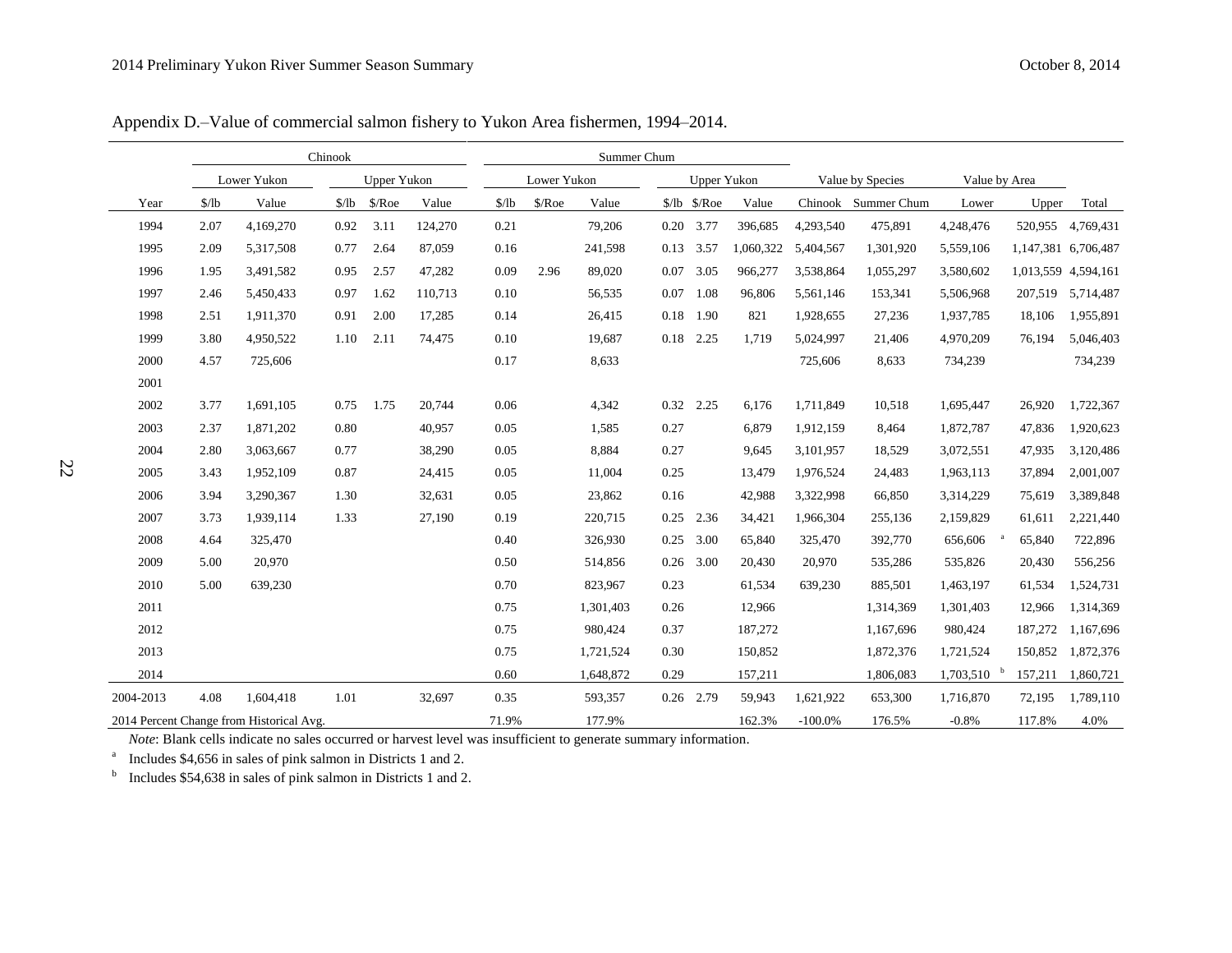Appendix D.–Value of commercial salmon fishery to Yukon Area fishermen, 1994–2014.

| | Chinook | | | | | | | | | | | | | | | | |
|---|---|---|---|---|---|---|---|---|---|---|---|---|---|---|---|---|---|
| | Lower Yukon | | Upper Yukon | | | Summer Chum | | | | | | | | | | | |
| | | | | | | Lower Yukon | | | Upper Yukon | | | Value by Species | | Value by Area | | | |
| Year | $/lb | Value | $/lb | $/Roe | Value | $/lb | $/Roe | Value | $/lb | $/Roe | Value | Chinook | Summer Chum | Lower | Upper | Total |
| 1994 | 2.07 | 4,169,270 | 0.92 | 3.11 | 124,270 | 0.21 | | 79,206 | 0.20 | 3.77 | 396,685 | 4,293,540 | 475,891 | 4,248,476 | 520,955 | 4,769,431 |
| 1995 | 2.09 | 5,317,508 | 0.77 | 2.64 | 87,059 | 0.16 | | 241,598 | 0.13 | 3.57 | 1,060,322 | 5,404,567 | 1,301,920 | 5,559,106 | 1,147,381 | 6,706,487 |
| 1996 | 1.95 | 3,491,582 | 0.95 | 2.57 | 47,282 | 0.09 | 2.96 | 89,020 | 0.07 | 3.05 | 966,277 | 3,538,864 | 1,055,297 | 3,580,602 | 1,013,559 | 4,594,161 |
| 1997 | 2.46 | 5,450,433 | 0.97 | 1.62 | 110,713 | 0.10 | | 56,535 | 0.07 | 1.08 | 96,806 | 5,561,146 | 153,341 | 5,506,968 | 207,519 | 5,714,487 |
| 1998 | 2.51 | 1,911,370 | 0.91 | 2.00 | 17,285 | 0.14 | | 26,415 | 0.18 | 1.90 | 821 | 1,928,655 | 27,236 | 1,937,785 | 18,106 | 1,955,891 |
| 1999 | 3.80 | 4,950,522 | 1.10 | 2.11 | 74,475 | 0.10 | | 19,687 | 0.18 | 2.25 | 1,719 | 5,024,997 | 21,406 | 4,970,209 | 76,194 | 5,046,403 |
| 2000 | 4.57 | 725,606 | | | | 0.17 | | 8,633 | | | | 725,606 | 8,633 | 734,239 | | 734,239 |
| 2001 | | | | | | | | | | | | | | | | |
| 2002 | 3.77 | 1,691,105 | 0.75 | 1.75 | 20,744 | 0.06 | | 4,342 | 0.32 | 2.25 | 6,176 | 1,711,849 | 10,518 | 1,695,447 | 26,920 | 1,722,367 |
| 2003 | 2.37 | 1,871,202 | 0.80 | | 40,957 | 0.05 | | 1,585 | 0.27 | | 6,879 | 1,912,159 | 8,464 | 1,872,787 | 47,836 | 1,920,623 |
| 2004 | 2.80 | 3,063,667 | 0.77 | | 38,290 | 0.05 | | 8,884 | 0.27 | | 9,645 | 3,101,957 | 18,529 | 3,072,551 | 47,935 | 3,120,486 |
| 2005 | 3.43 | 1,952,109 | 0.87 | | 24,415 | 0.05 | | 11,004 | 0.25 | | 13,479 | 1,976,524 | 24,483 | 1,963,113 | 37,894 | 2,001,007 |
| 2006 | 3.94 | 3,290,367 | 1.30 | | 32,631 | 0.05 | | 23,862 | 0.16 | | 42,988 | 3,322,998 | 66,850 | 3,314,229 | 75,619 | 3,389,848 |
| 2007 | 3.73 | 1,939,114 | 1.33 | | 27,190 | 0.19 | | 220,715 | 0.25 | 2.36 | 34,421 | 1,966,304 | 255,136 | 2,159,829 | 61,611 | 2,221,440 |
| 2008 | 4.64 | 325,470 | | | | 0.40 | | 326,930 | 0.25 | 3.00 | 65,840 | 325,470 | 392,770 | 656,606 [a] | 65,840 | 722,896 |
| 2009 | 5.00 | 20,970 | | | | 0.50 | | 514,856 | 0.26 | 3.00 | 20,430 | 20,970 | 535,286 | 535,826 | 20,430 | 556,256 |
| 2010 | 5.00 | 639,230 | | | | 0.70 | | 823,967 | 0.23 | | 61,534 | 639,230 | 885,501 | 1,463,197 | 61,534 | 1,524,731 |
| 2011 | | | | | | 0.75 | | 1,301,403 | 0.26 | | 12,966 | | 1,314,369 | 1,301,403 | 12,966 | 1,314,369 |
| 2012 | | | | | | 0.75 | | 980,424 | 0.37 | | 187,272 | | 1,167,696 | 980,424 | 187,272 | 1,167,696 |
| 2013 | | | | | | 0.75 | | 1,721,524 | 0.30 | | 150,852 | | 1,872,376 | 1,721,524 | 150,852 | 1,872,376 |
| 2014 | | | | | | 0.60 | | 1,648,872 | 0.29 | | 157,211 | | 1,806,083 | 1,703,510 [b] | 157,211 | 1,860,721 |
| 2004-2013 | 4.08 | 1,604,418 | 1.01 | | 32,697 | 0.35 | | 593,357 | 0.26 | 2.79 | 59,943 | 1,621,922 | 653,300 | 1,716,870 | 72,195 | 1,789,110 |
| 2014 Percent Change from Historical Avg. | | | | | | 71.9% | | 177.9% | | | 162.3% | -100.0% | 176.5% | -0.8% | 117.8% | 4.0% |

*Note*: Blank cells indicate no sales occurred or harvest level was insufficient to generate summary information.

[a] Includes $4,656 in sales of pink salmon in Districts 1 and 2.

[b] Includes $54,638 in sales of pink salmon in Districts 1 and 2.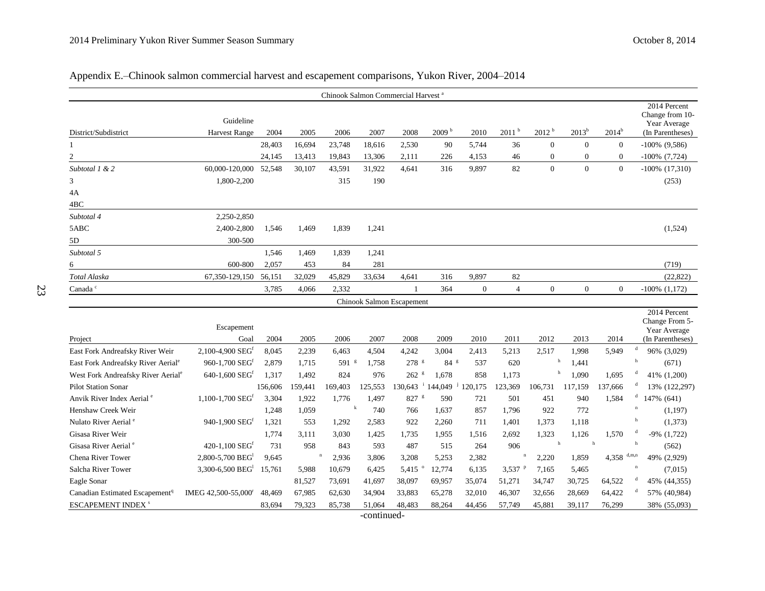Appendix E.–Chinook salmon commercial harvest and escapement comparisons, Yukon River, 2004–2014

| Chinook Salmon Commercial Harvest [a] | | | | | | | | | | | | | |
|---|---|---|---|---|---|---|---|---|---|---|---|---|---|
| District/Subdistrict | Guideline Harvest Range | 2004 | 2005 | 2006 | 2007 | 2008 | 2009 [b] | 2010 | 2011 [b] | 2012 [b] | 2013[b] | 2014[b] | 2014 Percent Change from 10-Year Average (In Parentheses) |
| 1 | | 28,403 | 16,694 | 23,748 | 18,616 | 2,530 | 90 | 5,744 | 36 | 0 | 0 | 0 | -100% (9,586) |
| 2 | | 24,145 | 13,413 | 19,843 | 13,306 | 2,111 | 226 | 4,153 | 46 | 0 | 0 | 0 | -100% (7,724) |
| *Subtotal 1 & 2* | 60,000-120,000 | 52,548 | 30,107 | 43,591 | 31,922 | 4,641 | 316 | 9,897 | 82 | 0 | 0 | 0 | -100% (17,310) |
| 3 | 1,800-2,200 | | | 315 | 190 | | | | | | | | (253) |
| 4A | | | | | | | | | | | | | |
| 4BC | | | | | | | | | | | | | |
| *Subtotal 4* | 2,250-2,850 | | | | | | | | | | | | |
| 5ABC | 2,400-2,800 | 1,546 | 1,469 | 1,839 | 1,241 | | | | | | | | (1,524) |
| 5D | 300-500 | | | | | | | | | | | | |
| *Subtotal 5* | | 1,546 | 1,469 | 1,839 | 1,241 | | | | | | | | |
| 6 | 600-800 | 2,057 | 453 | 84 | 281 | | | | | | | | (719) |
| *Total Alaska* | 67,350-129,150 | 56,151 | 32,029 | 45,829 | 33,634 | 4,641 | 316 | 9,897 | 82 | | | | (22,822) |
| Canada [c] | | 3,785 | 4,066 | 2,332 | | 1 | 364 | 0 | 4 | 0 | 0 | 0 | -100% (1,172) |

| Chinook Salmon Escapement | | | | | | | | | | | | | |
|---|---|---|---|---|---|---|---|---|---|---|---|---|---|
| Project | Escapement Goal | 2004 | 2005 | 2006 | 2007 | 2008 | 2009 | 2010 | 2011 | 2012 | 2013 | 2014 | 2014 Percent Change From 5-Year Average (In Parentheses) |
| East Fork Andreafsky River Weir | 2,100-4,900 SEG[f] | 8,045 | 2,239 | 6,463 | 4,504 | 4,242 | 3,004 | 2,413 | 5,213 | 2,517 | 1,998 | 5,949 [d] | 96% (3,029) |
| East Fork Andreafsky River Aerial[e] | 960-1,700 SEG[f] | 2,879 | 1,715 | 591 [g] | 1,758 | 278 [g] | 84 [g] | 537 | 620 | [h] | 1,441 | [h] | (671) |
| West Fork Andreafsky River Aerial[e] | 640-1,600 SEG[f] | 1,317 | 1,492 | 824 | 976 | 262 [g] | 1,678 | 858 | 1,173 | [h] | 1,090 | 1,695 [d] | 41% (1,200) |
| Pilot Station Sonar | | 156,606 | 159,441 | 169,403 | 125,553 | 130,643 [i] | 144,049 [j] | 120,175 | 123,369 | 106,731 | 117,159 | 137,666 [d] | 13% (122,297) |
| Anvik River Index Aerial [e] | 1,100-1,700 SEG[f] | 3,304 | 1,922 | 1,776 | 1,497 | 827 [g] | 590 | 721 | 501 | 451 | 940 | 1,584 [d] | 147% (641) |
| Henshaw Creek Weir | | 1,248 | 1,059 | [k] | 740 | 766 | 1,637 | 857 | 1,796 | 922 | 772 | [n] | (1,197) |
| Nulato River Aerial [e] | 940-1,900 SEG[f] | 1,321 | 553 | 1,292 | 2,583 | 922 | 2,260 | 711 | 1,401 | 1,373 | 1,118 | [h] | (1,373) |
| Gisasa River Weir | | 1,774 | 3,111 | 3,030 | 1,425 | 1,735 | 1,955 | 1,516 | 2,692 | 1,323 | 1,126 | 1,570 [d] | -9% (1,722) |
| Gisasa River Aerial [e] | 420-1,100 SEG[f] | 731 | 958 | 843 | 593 | 487 | 515 | 264 | 906 | [h] | [h] | [h] | (562) |
| Chena River Tower | 2,800-5,700 BEG[l] | 9,645 | [n] | 2,936 | 3,806 | 3,208 | 5,253 | 2,382 | [n] | 2,220 | 1,859 | 4,358 [d,m,n] | 49% (2,929) |
| Salcha River Tower | 3,300-6,500 BEG[l] | 15,761 | 5,988 | 10,679 | 6,425 | 5,415 [o] | 12,774 | 6,135 | 3,537 [p] | 7,165 | 5,465 | [n] | (7,015) |
| Eagle Sonar | | | 81,527 | 73,691 | 41,697 | 38,097 | 69,957 | 35,074 | 51,271 | 34,747 | 30,725 | 64,522 [d] | 45% (44,355) |
| Canadian Estimated Escapement[q] | IMEG 42,500-55,000[r] | 48,469 | 67,985 | 62,630 | 34,904 | 33,883 | 65,278 | 32,010 | 46,307 | 32,656 | 28,669 | 64,422 [d] | 57% (40,984) |
| ESCAPEMENT INDEX [s] | | 83,694 | 79,323 | 85,738 | 51,064 | 48,483 | 88,264 | 44,456 | 57,749 | 45,881 | 39,117 | 76,299 | 38% (55,093) |

-continued-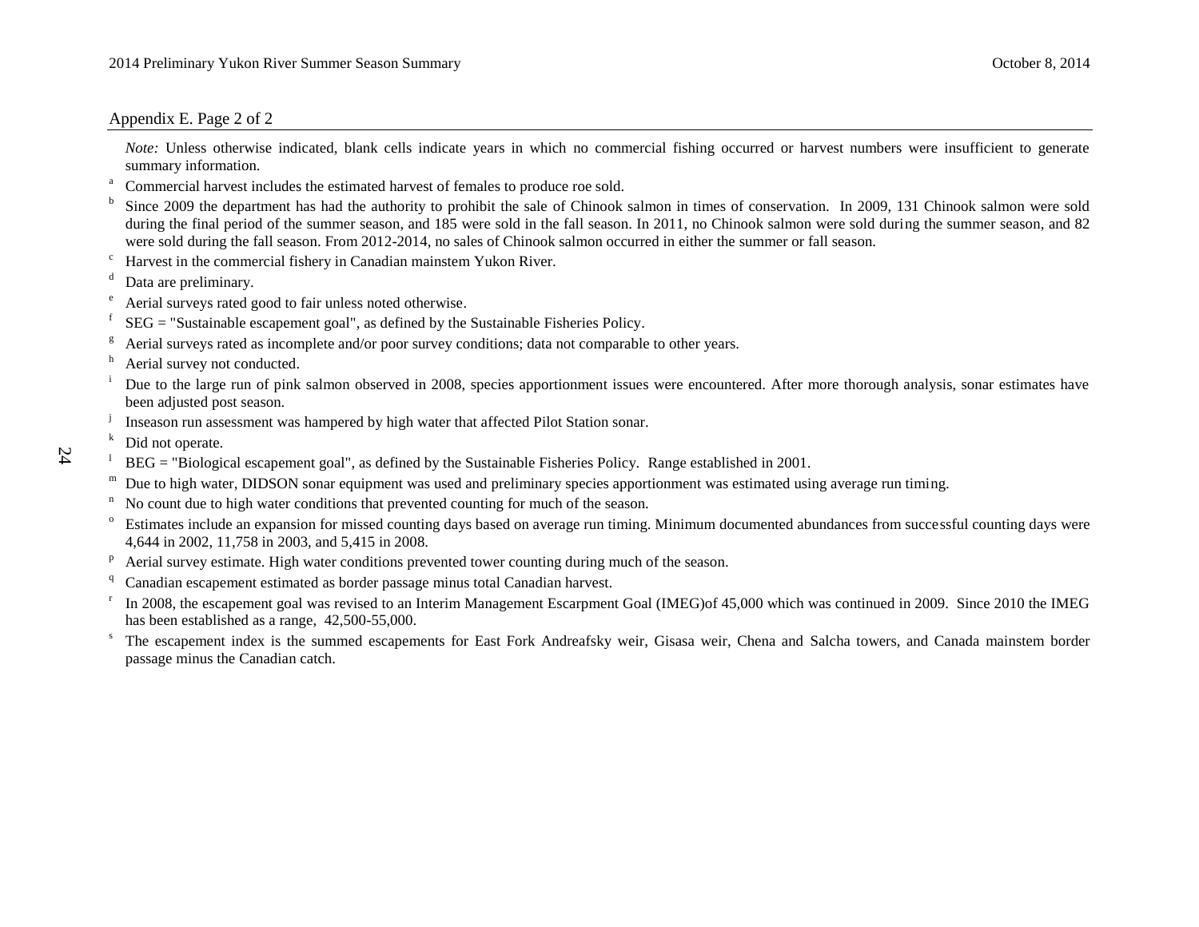Appendix E. Page 2 of 2

*Note:* Unless otherwise indicated, blank cells indicate years in which no commercial fishing occurred or harvest numbers were insufficient to generate summary information.

[a] Commercial harvest includes the estimated harvest of females to produce roe sold.

[b] Since 2009 the department has had the authority to prohibit the sale of Chinook salmon in times of conservation. In 2009, 131 Chinook salmon were sold during the final period of the summer season, and 185 were sold in the fall season. In 2011, no Chinook salmon were sold during the summer season, and 82 were sold during the fall season. From 2012-2014, no sales of Chinook salmon occurred in either the summer or fall season.

[c] Harvest in the commercial fishery in Canadian mainstem Yukon River.

[d] Data are preliminary.

[e] Aerial surveys rated good to fair unless noted otherwise.

[f] SEG = "Sustainable escapement goal", as defined by the Sustainable Fisheries Policy.

[g] Aerial surveys rated as incomplete and/or poor survey conditions; data not comparable to other years.

[h] Aerial survey not conducted.

[i] Due to the large run of pink salmon observed in 2008, species apportionment issues were encountered. After more thorough analysis, sonar estimates have been adjusted post season.

[j] Inseason run assessment was hampered by high water that affected Pilot Station sonar.

[k] Did not operate.

[l] BEG = "Biological escapement goal", as defined by the Sustainable Fisheries Policy. Range established in 2001.

[m] Due to high water, DIDSON sonar equipment was used and preliminary species apportionment was estimated using average run timing.

[n] No count due to high water conditions that prevented counting for much of the season.

[o] Estimates include an expansion for missed counting days based on average run timing. Minimum documented abundances from successful counting days were 4,644 in 2002, 11,758 in 2003, and 5,415 in 2008.

[p] Aerial survey estimate. High water conditions prevented tower counting during much of the season.

[q] Canadian escapement estimated as border passage minus total Canadian harvest.

[r] In 2008, the escapement goal was revised to an Interim Management Escarpment Goal (IMEG)of 45,000 which was continued in 2009. Since 2010 the IMEG has been established as a range, 42,500-55,000.

[s] The escapement index is the summed escapements for East Fork Andreafsky weir, Gisasa weir, Chena and Salcha towers, and Canada mainstem border passage minus the Canadian catch.